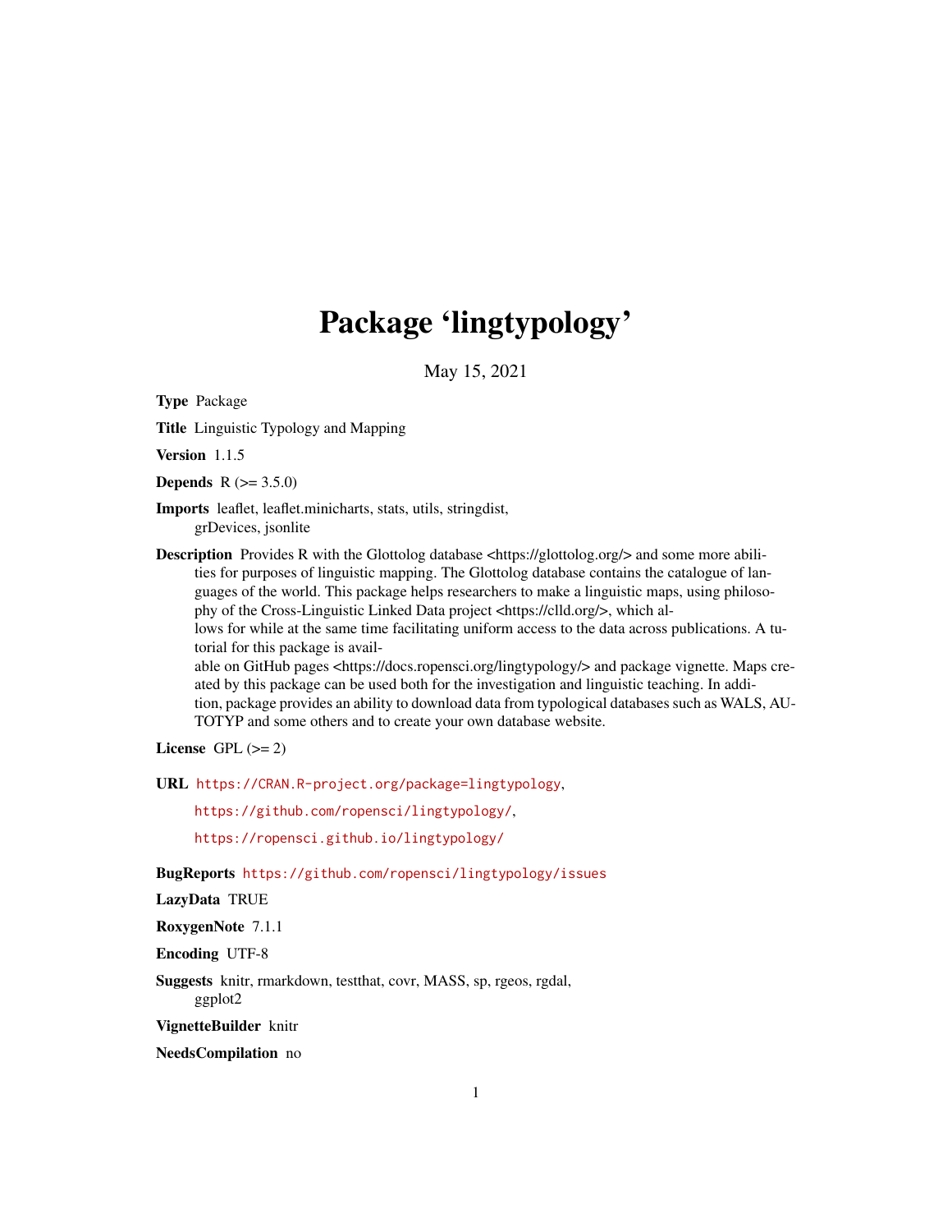# Package 'lingtypology'

May 15, 2021

**Type** Package

**Title** Linguistic Typology and Mapping

**Version** 1.1.5

**Depends** R (>= 3.5.0)

**Imports** leaflet, leaflet.minicharts, stats, utils, stringdist, grDevices, jsonlite

**Description** Provides R with the Glottolog database <https://glottolog.org/> and some more abilities for purposes of linguistic mapping. The Glottolog database contains the catalogue of languages of the world. This package helps researchers to make a linguistic maps, using philosophy of the Cross-Linguistic Linked Data project <https://clld.org/>, which allows for while at the same time facilitating uniform access to the data across publications. A tutorial for this package is available on GitHub pages <https://docs.ropensci.org/lingtypology/> and package vignette. Maps created by this package can be used both for the investigation and linguistic teaching. In addition, package provides an ability to download data from typological databases such as WALS, AUTOTYP and some others and to create your own database website.

**License** GPL (>= 2)

**URL** https://CRAN.R-project.org/package=lingtypology,
https://github.com/ropensci/lingtypology/,
https://ropensci.github.io/lingtypology/

**BugReports** https://github.com/ropensci/lingtypology/issues

**LazyData** TRUE

**RoxygenNote** 7.1.1

**Encoding** UTF-8

**Suggests** knitr, rmarkdown, testthat, covr, MASS, sp, rgeos, rgdal, ggplot2

**VignetteBuilder** knitr

**NeedsCompilation** no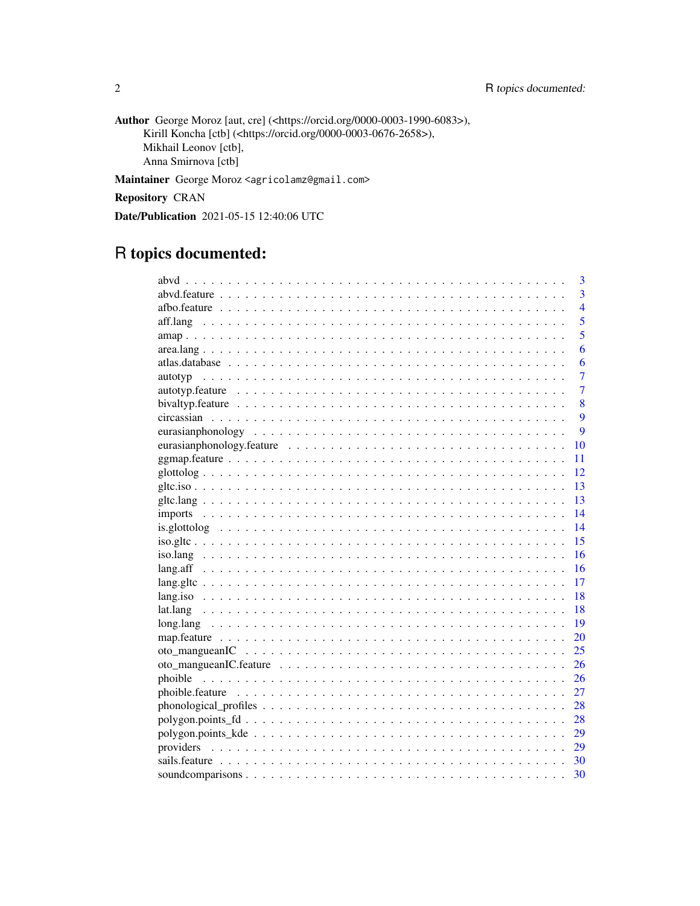**Author** George Moroz [aut, cre] (<https://orcid.org/0000-0003-1990-6083>),
Kirill Koncha [ctb] (<https://orcid.org/0000-0003-0676-2658>),
Mikhail Leonov [ctb],
Anna Smirnova [ctb]

**Maintainer** George Moroz <agricolamz@gmail.com>

**Repository** CRAN

**Date/Publication** 2021-05-15 12:40:06 UTC

# R topics documented:

| | |
|---|---|
| abvd | 3 |
| abvd.feature | 3 |
| afbo.feature | 4 |
| aff.lang | 5 |
| amap | 5 |
| area.lang | 6 |
| atlas.database | 6 |
| autotyp | 7 |
| autotyp.feature | 7 |
| bivaltyp.feature | 8 |
| circassian | 9 |
| eurasianphonology | 9 |
| eurasianphonology.feature | 10 |
| ggmap.feature | 11 |
| glottolog | 12 |
| gltc.iso | 13 |
| gltc.lang | 13 |
| imports | 14 |
| is.glottolog | 14 |
| iso.gltc | 15 |
| iso.lang | 16 |
| lang.aff | 16 |
| lang.gltc | 17 |
| lang.iso | 18 |
| lat.lang | 18 |
| long.lang | 19 |
| map.feature | 20 |
| oto_mangueanIC | 25 |
| oto_mangueanIC.feature | 26 |
| phoible | 26 |
| phoible.feature | 27 |
| phonological_profiles | 28 |
| polygon.points_fd | 28 |
| polygon.points_kde | 29 |
| providers | 29 |
| sails.feature | 30 |
| soundcomparisons | 30 |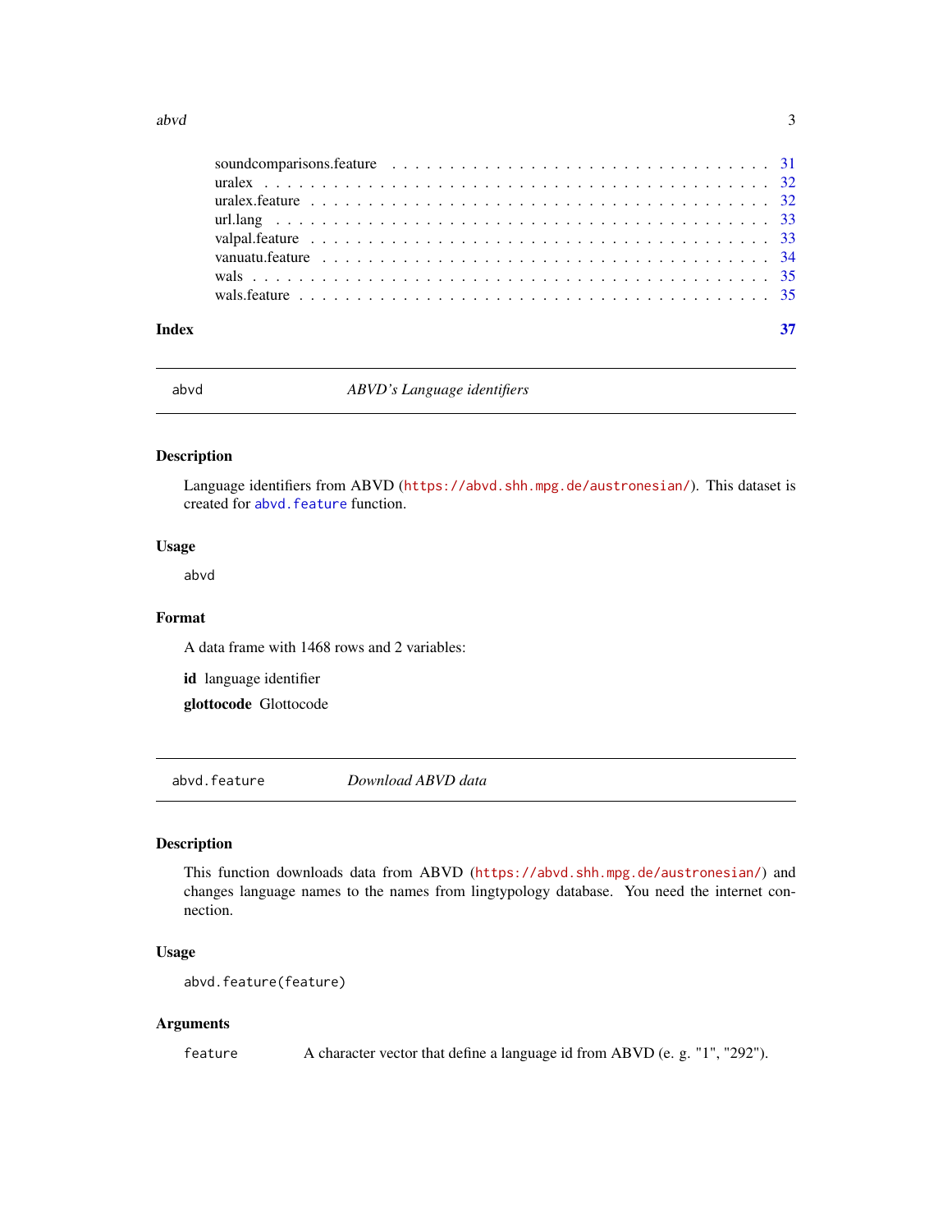| | |
|---|---|
| soundcomparisons.feature | 31 |
| uralex | 32 |
| uralex.feature | 32 |
| url.lang | 33 |
| valpal.feature | 33 |
| vanuatu.feature | 34 |
| wals | 35 |
| wals.feature | 35 |

**Index** 37

---

## abvd — *ABVD's Language identifiers*

### Description

Language identifiers from ABVD (https://abvd.shh.mpg.de/austronesian/). This dataset is created for `abvd.feature` function.

### Usage

```
abvd
```

### Format

A data frame with 1468 rows and 2 variables:

**id** language identifier

**glottocode** Glottocode

---

## abvd.feature — *Download ABVD data*

### Description

This function downloads data from ABVD (https://abvd.shh.mpg.de/austronesian/) and changes language names to the names from lingtypology database. You need the internet connection.

### Usage

```
abvd.feature(feature)
```

### Arguments

| | |
|---|---|
| `feature` | A character vector that define a language id from ABVD (e. g. "1", "292"). |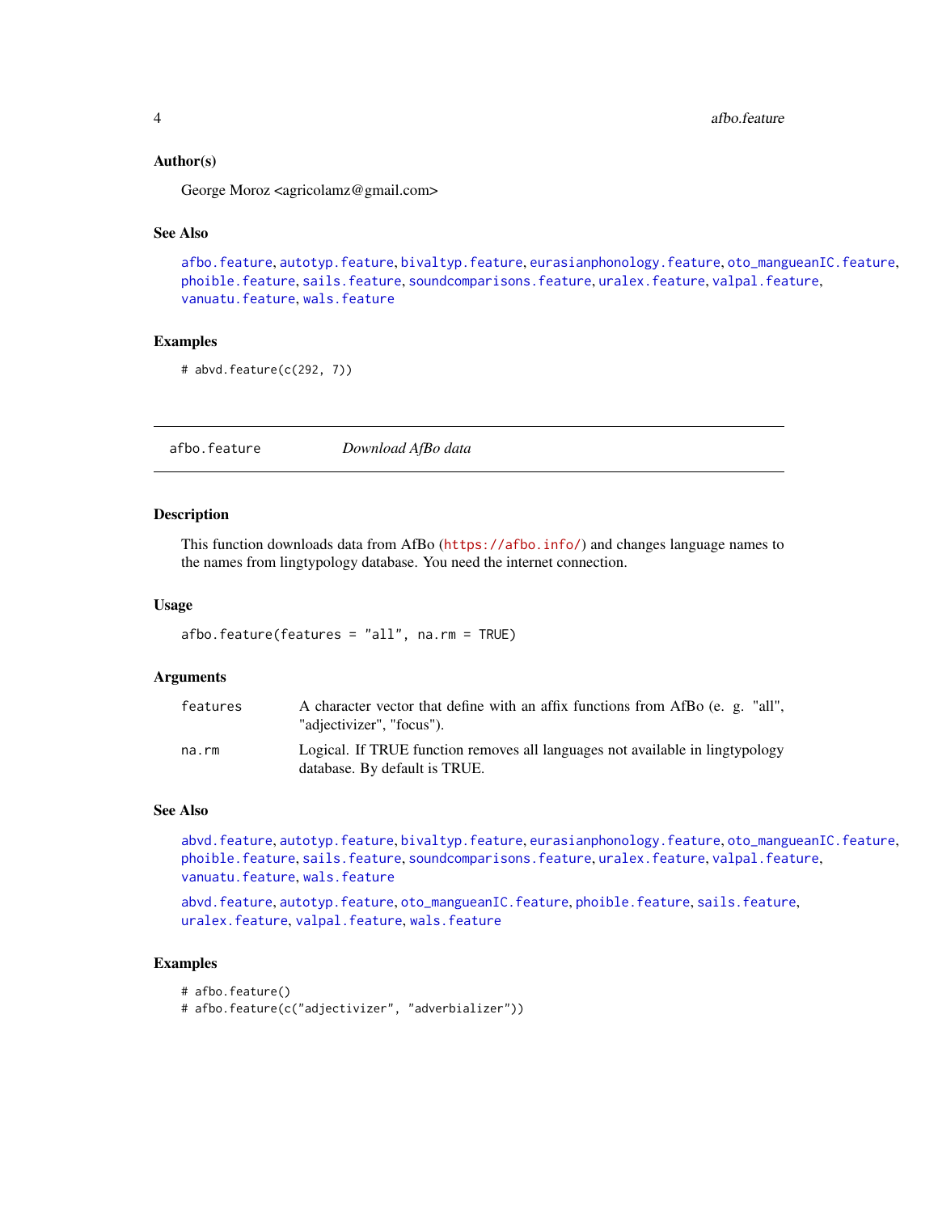### Author(s)

George Moroz <agricolamz@gmail.com>

### See Also

afbo.feature, autotyp.feature, bivaltyp.feature, eurasianphonology.feature, oto_mangueanIC.feature, phoible.feature, sails.feature, soundcomparisons.feature, uralex.feature, valpal.feature, vanuatu.feature, wals.feature

### Examples

```
# abvd.feature(c(292, 7))
```

---

## afbo.feature — *Download AfBo data*

---

### Description

This function downloads data from AfBo (https://afbo.info/) and changes language names to the names from lingtypology database. You need the internet connection.

### Usage

```
afbo.feature(features = "all", na.rm = TRUE)
```

### Arguments

| | |
|---|---|
| features | A character vector that define with an affix functions from AfBo (e. g. "all", "adjectivizer", "focus"). |
| na.rm | Logical. If TRUE function removes all languages not available in lingtypology database. By default is TRUE. |

### See Also

abvd.feature, autotyp.feature, bivaltyp.feature, eurasianphonology.feature, oto_mangueanIC.feature, phoible.feature, sails.feature, soundcomparisons.feature, uralex.feature, valpal.feature, vanuatu.feature, wals.feature

abvd.feature, autotyp.feature, oto_mangueanIC.feature, phoible.feature, sails.feature, uralex.feature, valpal.feature, wals.feature

### Examples

```
# afbo.feature()
# afbo.feature(c("adjectivizer", "adverbializer"))
```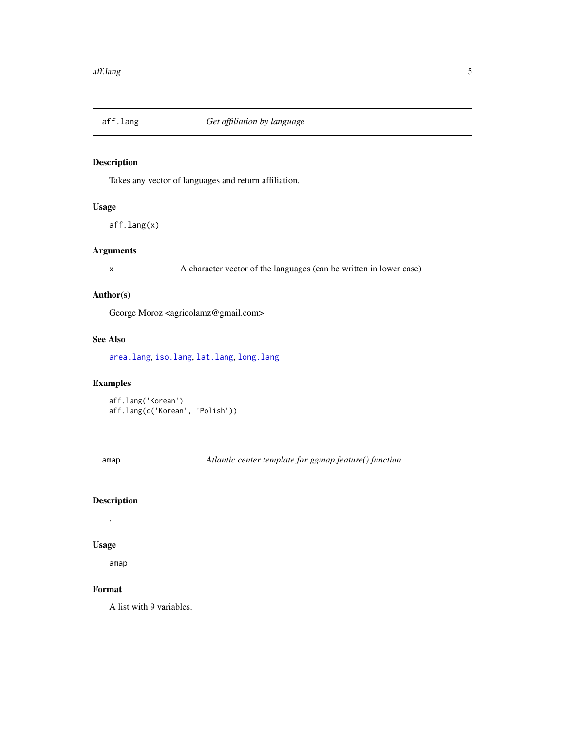## `aff.lang` — *Get affiliation by language*

### Description

Takes any vector of languages and return affiliation.

### Usage

```
aff.lang(x)
```

### Arguments

| | |
|---|---|
| x | A character vector of the languages (can be written in lower case) |

### Author(s)

George Moroz <agricolamz@gmail.com>

### See Also

`area.lang`, `iso.lang`, `lat.lang`, `long.lang`

### Examples

```
aff.lang('Korean')
aff.lang(c('Korean', 'Polish'))
```

## `amap` — *Atlantic center template for ggmap.feature() function*

### Description

.

### Usage

```
amap
```

### Format

A list with 9 variables.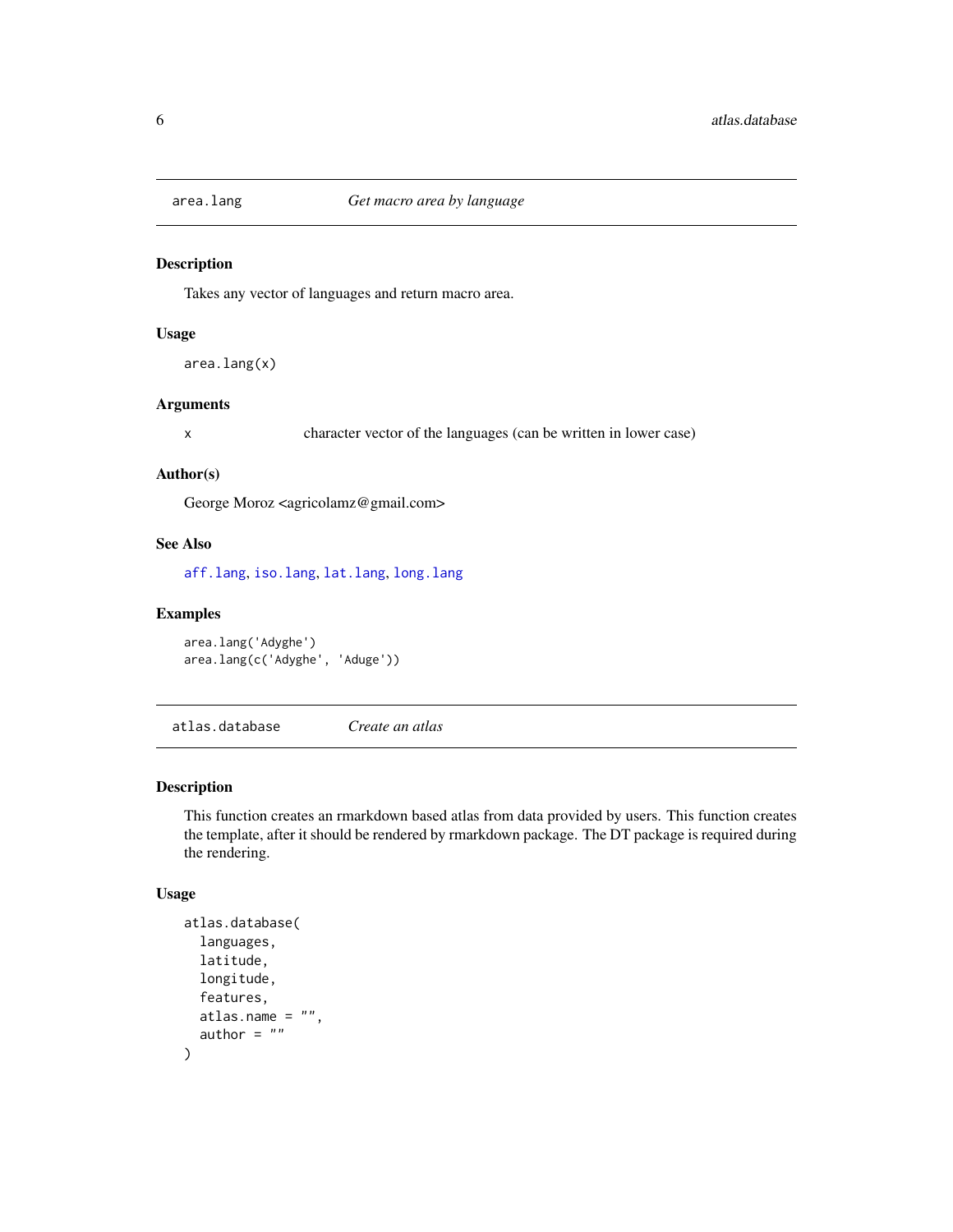## area.lang *Get macro area by language*

### Description

Takes any vector of languages and return macro area.

### Usage

```
area.lang(x)
```

### Arguments

| | |
|---|---|
| x | character vector of the languages (can be written in lower case) |

### Author(s)

George Moroz <agricolamz@gmail.com>

### See Also

aff.lang, iso.lang, lat.lang, long.lang

### Examples

```
area.lang('Adyghe')
area.lang(c('Adyghe', 'Aduge'))
```

## atlas.database *Create an atlas*

### Description

This function creates an rmarkdown based atlas from data provided by users. This function creates the template, after it should be rendered by rmarkdown package. The DT package is required during the rendering.

### Usage

```
atlas.database(
  languages,
  latitude,
  longitude,
  features,
  atlas.name = "",
  author = ""
)
```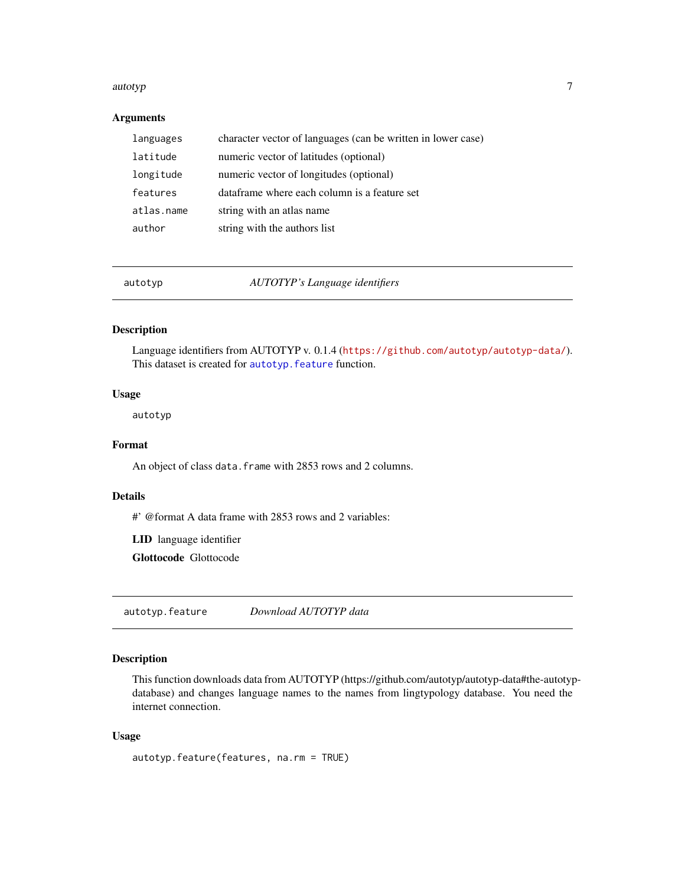### Arguments

| | |
|---|---|
| `languages` | character vector of languages (can be written in lower case) |
| `latitude` | numeric vector of latitudes (optional) |
| `longitude` | numeric vector of longitudes (optional) |
| `features` | dataframe where each column is a feature set |
| `atlas.name` | string with an atlas name |
| `author` | string with the authors list |

---

## `autotyp` — *AUTOTYP's Language identifiers*

### Description

Language identifiers from AUTOTYP v. 0.1.4 (https://github.com/autotyp/autotyp-data/). This dataset is created for `autotyp.feature` function.

### Usage

```
autotyp
```

### Format

An object of class `data.frame` with 2853 rows and 2 columns.

### Details

#' @format A data frame with 2853 rows and 2 variables:

**LID** language identifier

**Glottocode** Glottocode

---

## `autotyp.feature` — *Download AUTOTYP data*

### Description

This function downloads data from AUTOTYP (https://github.com/autotyp/autotyp-data#the-autotyp-database) and changes language names to the names from lingtypology database. You need the internet connection.

### Usage

```
autotyp.feature(features, na.rm = TRUE)
```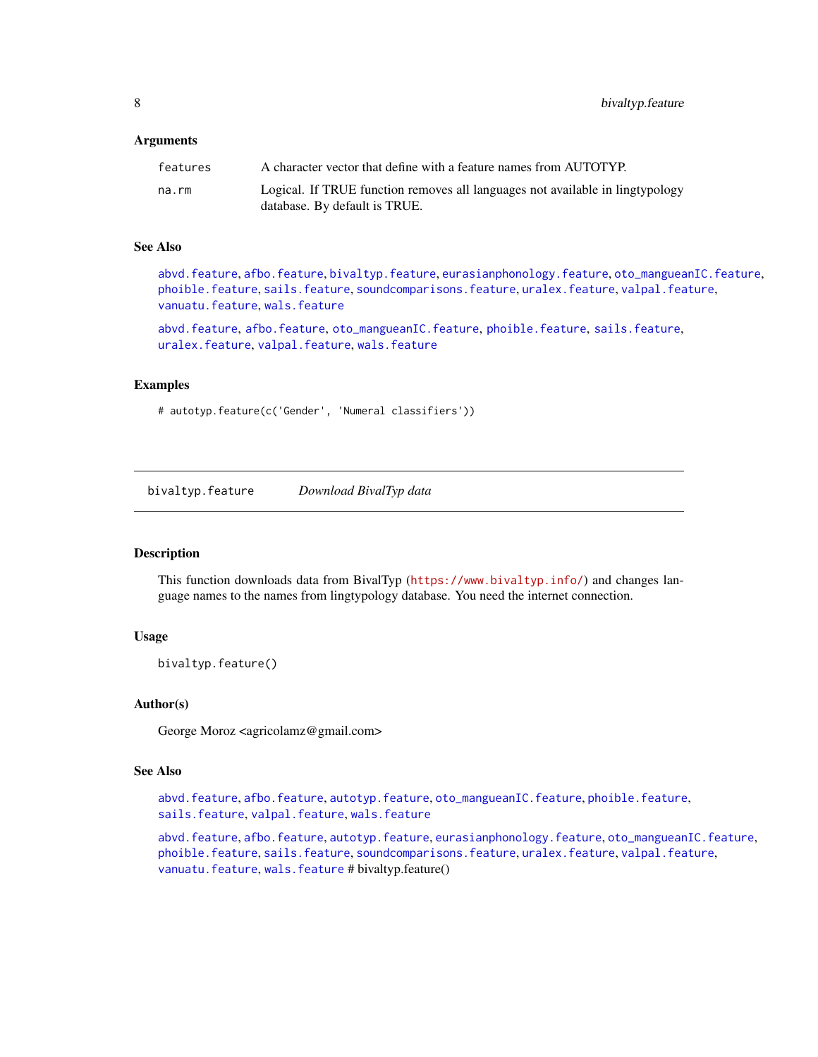### Arguments

| | |
|---|---|
| features | A character vector that define with a feature names from AUTOTYP. |
| na.rm | Logical. If TRUE function removes all languages not available in lingtypology database. By default is TRUE. |

### See Also

abvd.feature, afbo.feature, bivaltyp.feature, eurasianphonology.feature, oto_mangueanIC.feature, phoible.feature, sails.feature, soundcomparisons.feature, uralex.feature, valpal.feature, vanuatu.feature, wals.feature

abvd.feature, afbo.feature, oto_mangueanIC.feature, phoible.feature, sails.feature, uralex.feature, valpal.feature, wals.feature

### Examples

```
# autotyp.feature(c('Gender', 'Numeral classifiers'))
```

---

## bivaltyp.feature &nbsp;&nbsp;&nbsp; *Download BivalTyp data*

---

### Description

This function downloads data from BivalTyp (https://www.bivaltyp.info/) and changes language names to the names from lingtypology database. You need the internet connection.

### Usage

```
bivaltyp.feature()
```

### Author(s)

George Moroz <agricolamz@gmail.com>

### See Also

abvd.feature, afbo.feature, autotyp.feature, oto_mangueanIC.feature, phoible.feature, sails.feature, valpal.feature, wals.feature

abvd.feature, afbo.feature, autotyp.feature, eurasianphonology.feature, oto_mangueanIC.feature, phoible.feature, sails.feature, soundcomparisons.feature, uralex.feature, valpal.feature, vanuatu.feature, wals.feature # bivaltyp.feature()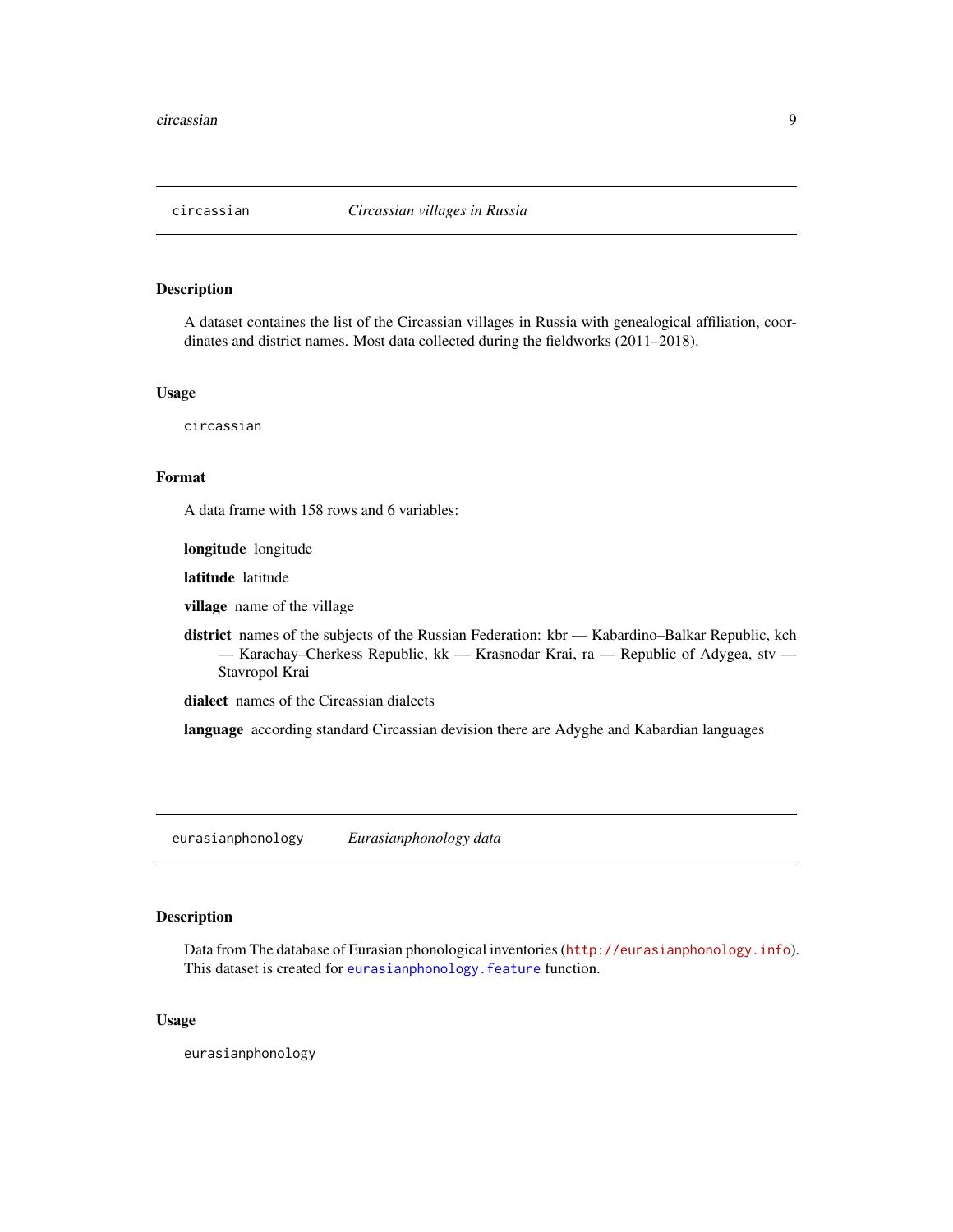## circassian — *Circassian villages in Russia*

### Description

A dataset containes the list of the Circassian villages in Russia with genealogical affiliation, coordinates and district names. Most data collected during the fieldworks (2011–2018).

### Usage

```
circassian
```

### Format

A data frame with 158 rows and 6 variables:

**longitude** longitude

**latitude** latitude

**village** name of the village

**district** names of the subjects of the Russian Federation: kbr — Kabardino–Balkar Republic, kch — Karachay–Cherkess Republic, kk — Krasnodar Krai, ra — Republic of Adygea, stv — Stavropol Krai

**dialect** names of the Circassian dialects

**language** according standard Circassian devision there are Adyghe and Kabardian languages

## eurasianphonology — *Eurasianphonology data*

### Description

Data from The database of Eurasian phonological inventories (http://eurasianphonology.info). This dataset is created for eurasianphonology.feature function.

### Usage

```
eurasianphonology
```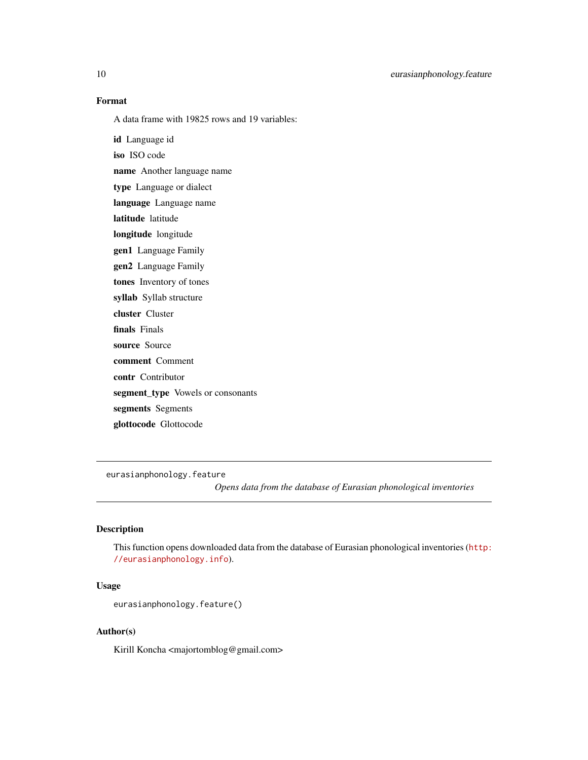### Format

A data frame with 19825 rows and 19 variables:

**id** Language id

**iso** ISO code

**name** Another language name

**type** Language or dialect

**language** Language name

**latitude** latitude

**longitude** longitude

**gen1** Language Family

**gen2** Language Family

**tones** Inventory of tones

**syllab** Syllab structure

**cluster** Cluster

**finals** Finals

**source** Source

**comment** Comment

**contr** Contributor

**segment_type** Vowels or consonants

**segments** Segments

**glottocode** Glottocode

---

## eurasianphonology.feature

*Opens data from the database of Eurasian phonological inventories*

---

### Description

This function opens downloaded data from the database of Eurasian phonological inventories (http://eurasianphonology.info).

### Usage

```
eurasianphonology.feature()
```

### Author(s)

Kirill Koncha <majortomblog@gmail.com>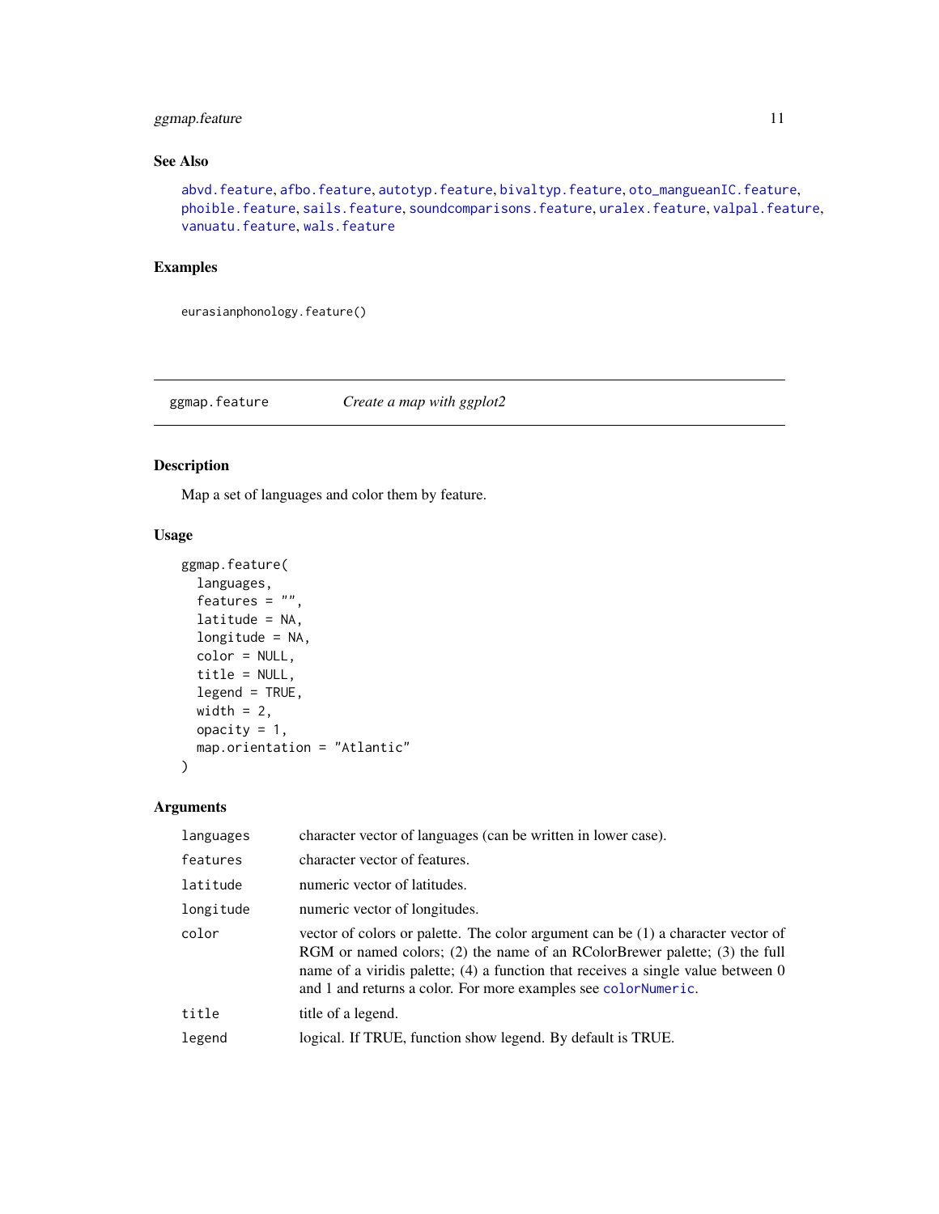## See Also

abvd.feature, afbo.feature, autotyp.feature, bivaltyp.feature, oto_mangueanIC.feature, phoible.feature, sails.feature, soundcomparisons.feature, uralex.feature, valpal.feature, vanuatu.feature, wals.feature

## Examples

```
eurasianphonology.feature()
```

---

# ggmap.feature &nbsp;&nbsp;&nbsp;&nbsp; *Create a map with ggplot2*

---

## Description

Map a set of languages and color them by feature.

## Usage

```
ggmap.feature(
  languages,
  features = "",
  latitude = NA,
  longitude = NA,
  color = NULL,
  title = NULL,
  legend = TRUE,
  width = 2,
  opacity = 1,
  map.orientation = "Atlantic"
)
```

## Arguments

| | |
|---|---|
| languages | character vector of languages (can be written in lower case). |
| features | character vector of features. |
| latitude | numeric vector of latitudes. |
| longitude | numeric vector of longitudes. |
| color | vector of colors or palette. The color argument can be (1) a character vector of RGM or named colors; (2) the name of an RColorBrewer palette; (3) the full name of a viridis palette; (4) a function that receives a single value between 0 and 1 and returns a color. For more examples see colorNumeric. |
| title | title of a legend. |
| legend | logical. If TRUE, function show legend. By default is TRUE. |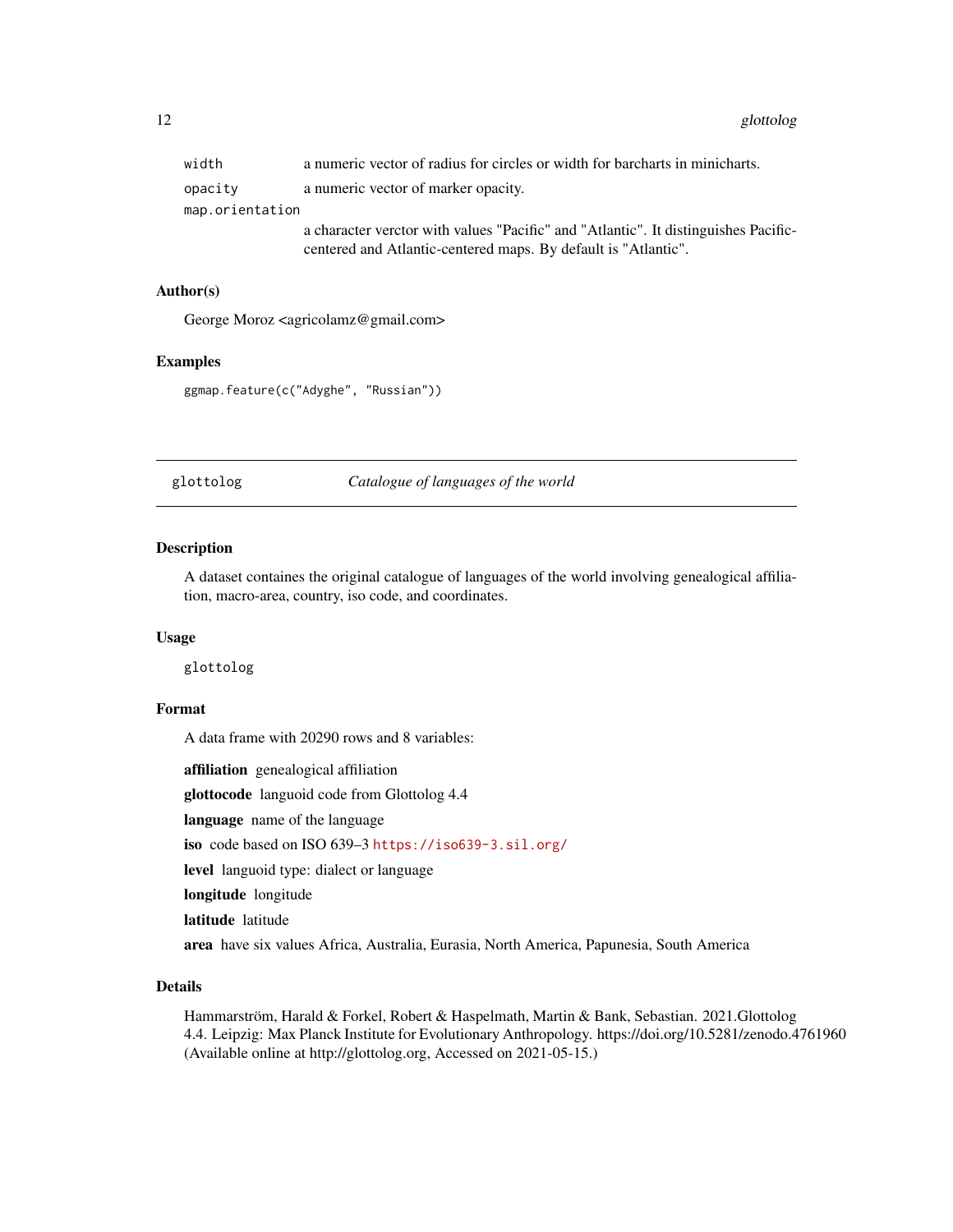| | |
|---|---|
| width | a numeric vector of radius for circles or width for barcharts in minicharts. |
| opacity | a numeric vector of marker opacity. |
| map.orientation | a character verctor with values "Pacific" and "Atlantic". It distinguishes Pacific-centered and Atlantic-centered maps. By default is "Atlantic". |

### Author(s)

George Moroz <agricolamz@gmail.com>

### Examples

```
ggmap.feature(c("Adyghe", "Russian"))
```

---

## glottolog — *Catalogue of languages of the world*

---

### Description

A dataset containes the original catalogue of languages of the world involving genealogical affiliation, macro-area, country, iso code, and coordinates.

### Usage

```
glottolog
```

### Format

A data frame with 20290 rows and 8 variables:

**affiliation** genealogical affiliation

**glottocode** languoid code from Glottolog 4.4

**language** name of the language

**iso** code based on ISO 639–3 https://iso639-3.sil.org/

**level** languoid type: dialect or language

**longitude** longitude

**latitude** latitude

**area** have six values Africa, Australia, Eurasia, North America, Papunesia, South America

### Details

Hammarström, Harald & Forkel, Robert & Haspelmath, Martin & Bank, Sebastian. 2021.Glottolog 4.4. Leipzig: Max Planck Institute for Evolutionary Anthropology. https://doi.org/10.5281/zenodo.4761960 (Available online at http://glottolog.org, Accessed on 2021-05-15.)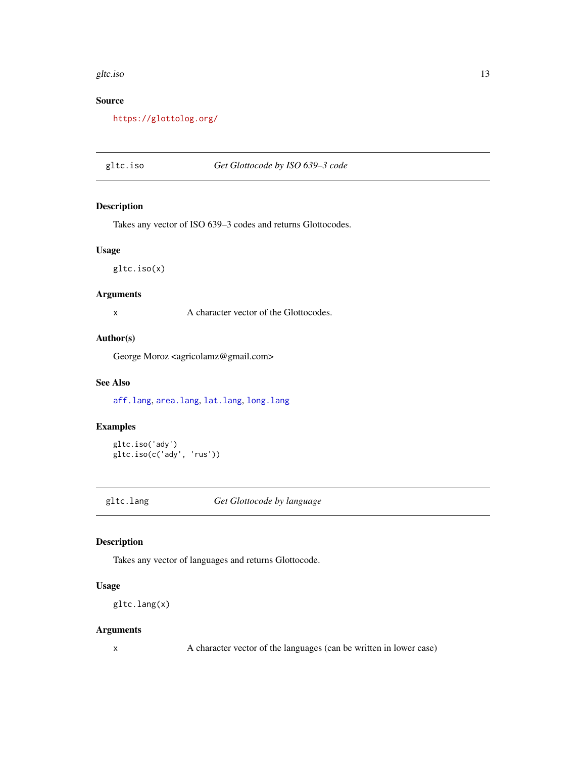### Source

https://glottolog.org/

---

## gltc.iso — *Get Glottocode by ISO 639–3 code*

### Description

Takes any vector of ISO 639–3 codes and returns Glottocodes.

### Usage

```
gltc.iso(x)
```

### Arguments

| | |
|---|---|
| x | A character vector of the Glottocodes. |

### Author(s)

George Moroz <agricolamz@gmail.com>

### See Also

aff.lang, area.lang, lat.lang, long.lang

### Examples

```
gltc.iso('ady')
gltc.iso(c('ady', 'rus'))
```

---

## gltc.lang — *Get Glottocode by language*

### Description

Takes any vector of languages and returns Glottocode.

### Usage

```
gltc.lang(x)
```

### Arguments

| | |
|---|---|
| x | A character vector of the languages (can be written in lower case) |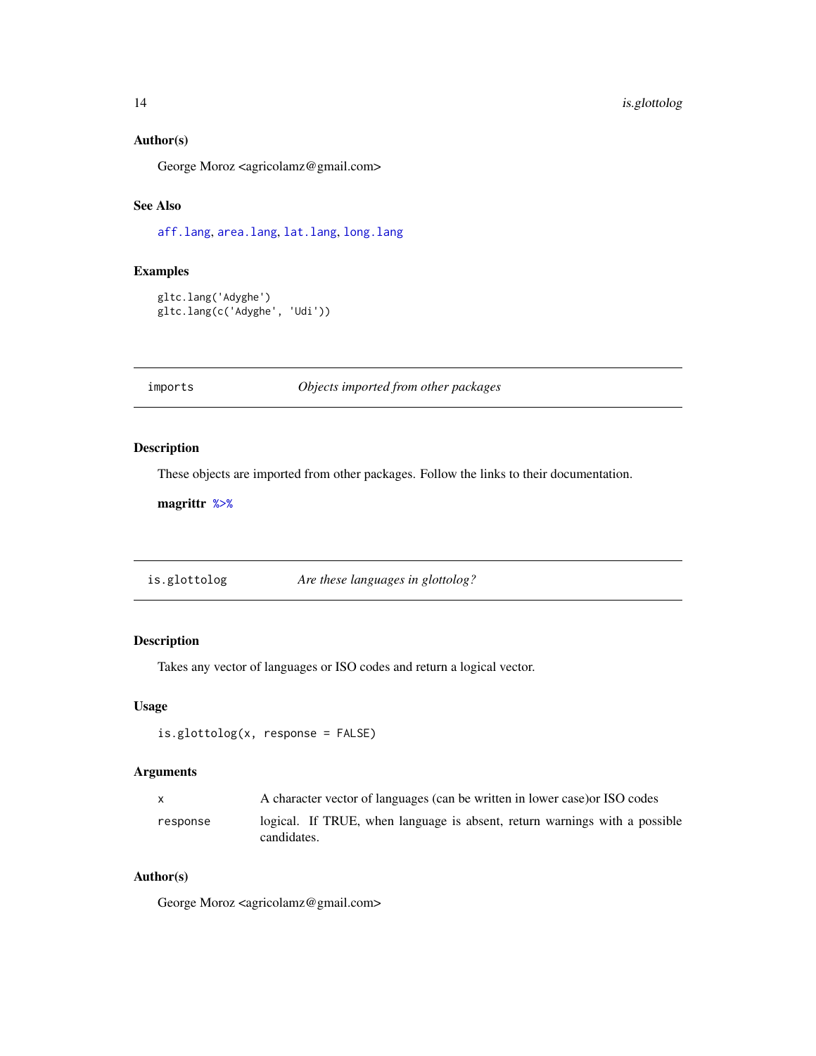### Author(s)

George Moroz <agricolamz@gmail.com>

### See Also

aff.lang, area.lang, lat.lang, long.lang

### Examples

```
gltc.lang('Adyghe')
gltc.lang(c('Adyghe', 'Udi'))
```

## imports — *Objects imported from other packages*

### Description

These objects are imported from other packages. Follow the links to their documentation.

**magrittr** %>%

## is.glottolog — *Are these languages in glottolog?*

### Description

Takes any vector of languages or ISO codes and return a logical vector.

### Usage

```
is.glottolog(x, response = FALSE)
```

### Arguments

| | |
|---|---|
| x | A character vector of languages (can be written in lower case)or ISO codes |
| response | logical. If TRUE, when language is absent, return warnings with a possible candidates. |

### Author(s)

George Moroz <agricolamz@gmail.com>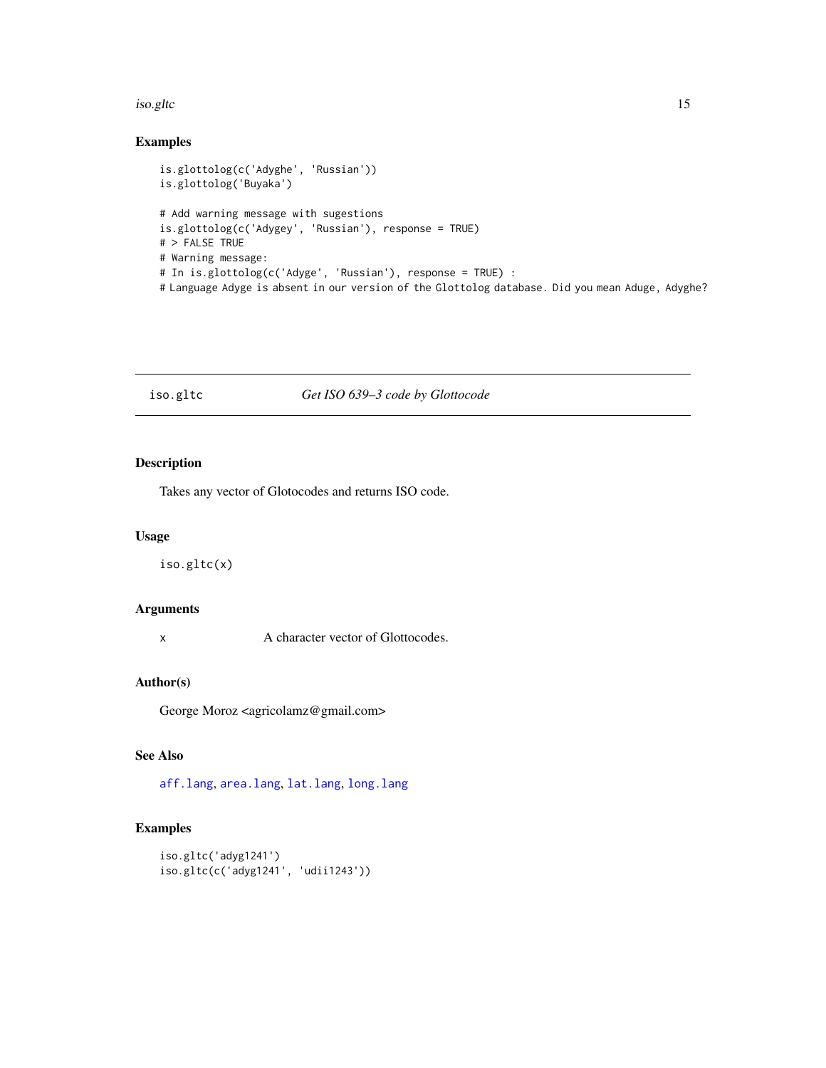## Examples

```
is.glottolog(c('Adyghe', 'Russian'))
is.glottolog('Buyaka')

# Add warning message with sugestions
is.glottolog(c('Adygey', 'Russian'), response = TRUE)
# > FALSE TRUE
# Warning message:
# In is.glottolog(c('Adyge', 'Russian'), response = TRUE) :
# Language Adyge is absent in our version of the Glottolog database. Did you mean Aduge, Adyghe?
```

---

## iso.gltc — *Get ISO 639–3 code by Glottocode*

---

### Description

Takes any vector of Glotocodes and returns ISO code.

### Usage

```
iso.gltc(x)
```

### Arguments

| | |
|---|---|
| x | A character vector of Glottocodes. |

### Author(s)

George Moroz <agricolamz@gmail.com>

### See Also

aff.lang, area.lang, lat.lang, long.lang

### Examples

```
iso.gltc('adyg1241')
iso.gltc(c('adyg1241', 'udii1243'))
```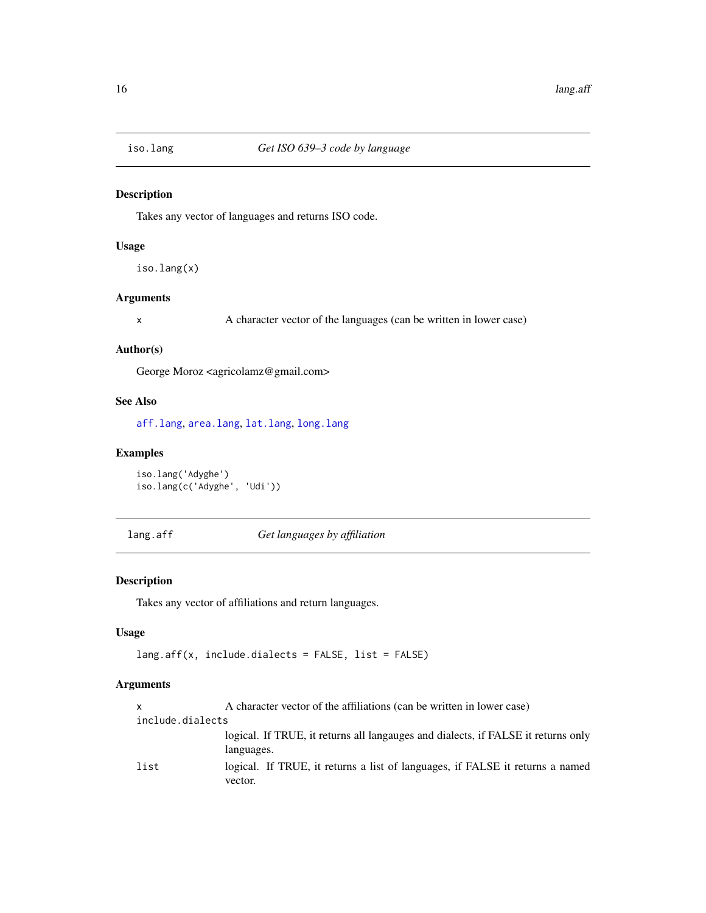## iso.lang — *Get ISO 639–3 code by language*

### Description

Takes any vector of languages and returns ISO code.

### Usage

```
iso.lang(x)
```

### Arguments

| | |
|---|---|
| x | A character vector of the languages (can be written in lower case) |

### Author(s)

George Moroz <agricolamz@gmail.com>

### See Also

aff.lang, area.lang, lat.lang, long.lang

### Examples

```
iso.lang('Adyghe')
iso.lang(c('Adyghe', 'Udi'))
```

## lang.aff — *Get languages by affiliation*

### Description

Takes any vector of affiliations and return languages.

### Usage

```
lang.aff(x, include.dialects = FALSE, list = FALSE)
```

### Arguments

| | |
|---|---|
| x | A character vector of the affiliations (can be written in lower case) |
| include.dialects | logical. If TRUE, it returns all langauges and dialects, if FALSE it returns only languages. |
| list | logical. If TRUE, it returns a list of languages, if FALSE it returns a named vector. |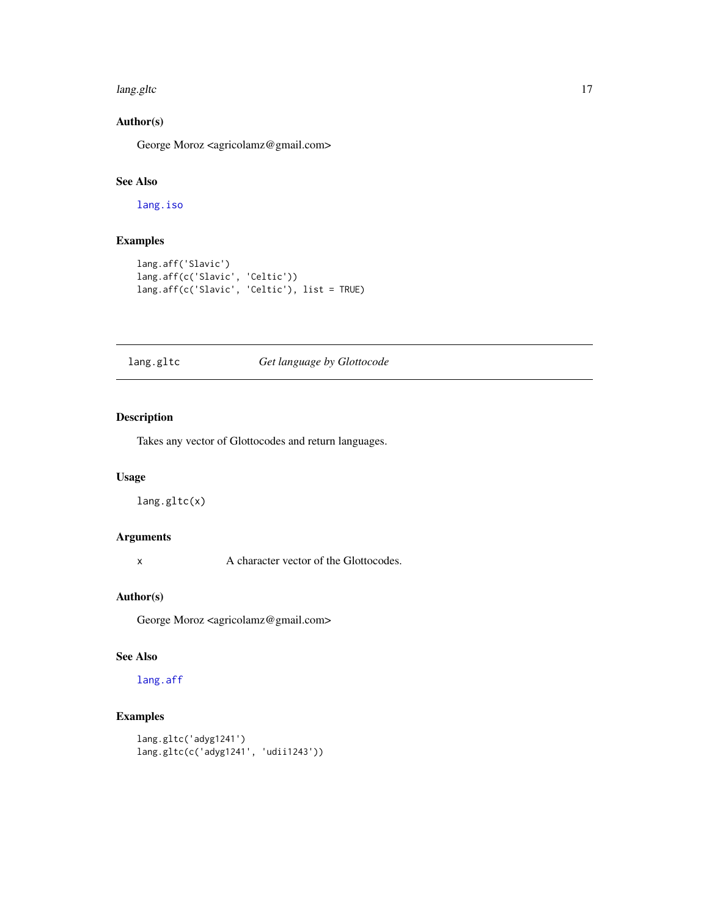### Author(s)

George Moroz <agricolamz@gmail.com>

### See Also

`lang.iso`

### Examples

```
lang.aff('Slavic')
lang.aff(c('Slavic', 'Celtic'))
lang.aff(c('Slavic', 'Celtic'), list = TRUE)
```

---

## lang.gltc *Get language by Glottocode*

---

### Description

Takes any vector of Glottocodes and return languages.

### Usage

```
lang.gltc(x)
```

### Arguments

| | |
|---|---|
| x | A character vector of the Glottocodes. |

### Author(s)

George Moroz <agricolamz@gmail.com>

### See Also

`lang.aff`

### Examples

```
lang.gltc('adyg1241')
lang.gltc(c('adyg1241', 'udii1243'))
```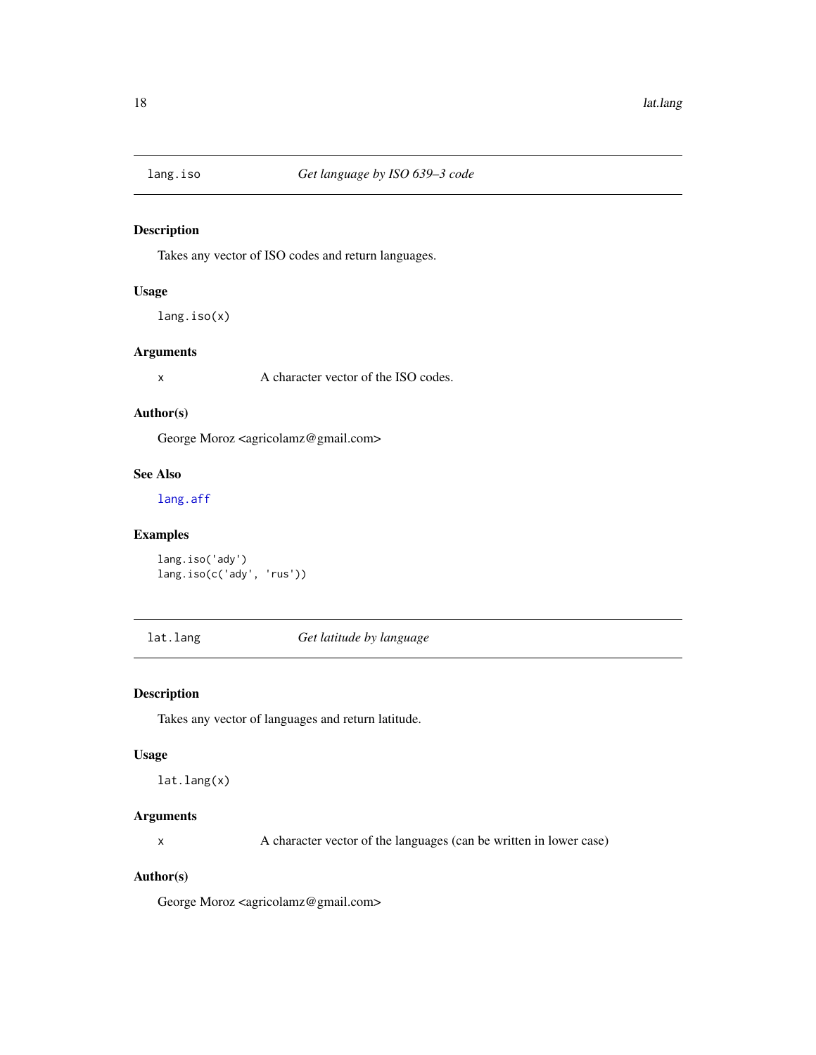## lang.iso — *Get language by ISO 639–3 code*

### Description

Takes any vector of ISO codes and return languages.

### Usage

```
lang.iso(x)
```

### Arguments

| | |
|---|---|
| x | A character vector of the ISO codes. |

### Author(s)

George Moroz <agricolamz@gmail.com>

### See Also

lang.aff

### Examples

```
lang.iso('ady')
lang.iso(c('ady', 'rus'))
```

## lat.lang — *Get latitude by language*

### Description

Takes any vector of languages and return latitude.

### Usage

```
lat.lang(x)
```

### Arguments

| | |
|---|---|
| x | A character vector of the languages (can be written in lower case) |

### Author(s)

George Moroz <agricolamz@gmail.com>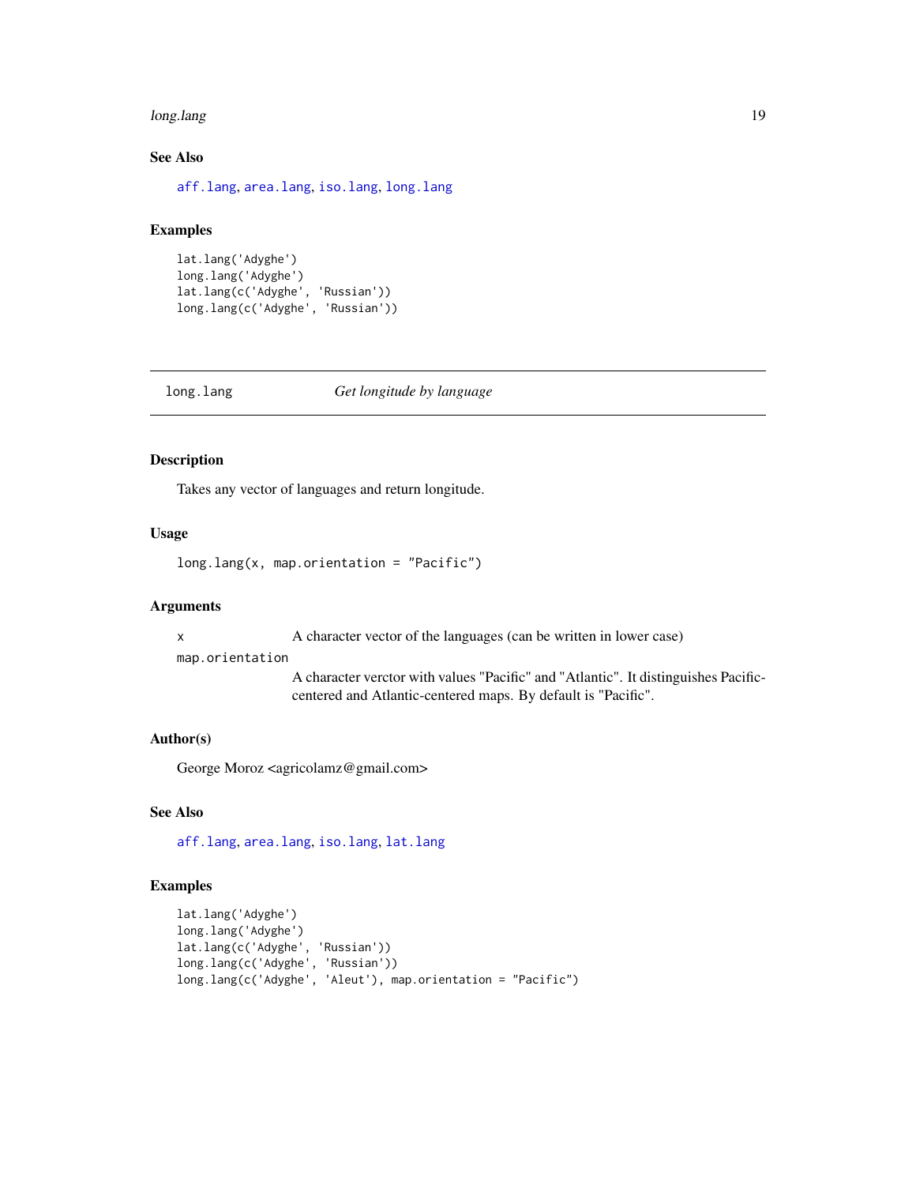## See Also

aff.lang, area.lang, iso.lang, long.lang

## Examples

```
lat.lang('Adyghe')
long.lang('Adyghe')
lat.lang(c('Adyghe', 'Russian'))
long.lang(c('Adyghe', 'Russian'))
```

---

# long.lang    *Get longitude by language*

---

## Description

Takes any vector of languages and return longitude.

## Usage

```
long.lang(x, map.orientation = "Pacific")
```

## Arguments

| | |
|---|---|
| x | A character vector of the languages (can be written in lower case) |
| map.orientation | A character verctor with values "Pacific" and "Atlantic". It distinguishes Pacific-centered and Atlantic-centered maps. By default is "Pacific". |

## Author(s)

George Moroz <agricolamz@gmail.com>

## See Also

aff.lang, area.lang, iso.lang, lat.lang

## Examples

```
lat.lang('Adyghe')
long.lang('Adyghe')
lat.lang(c('Adyghe', 'Russian'))
long.lang(c('Adyghe', 'Russian'))
long.lang(c('Adyghe', 'Aleut'), map.orientation = "Pacific")
```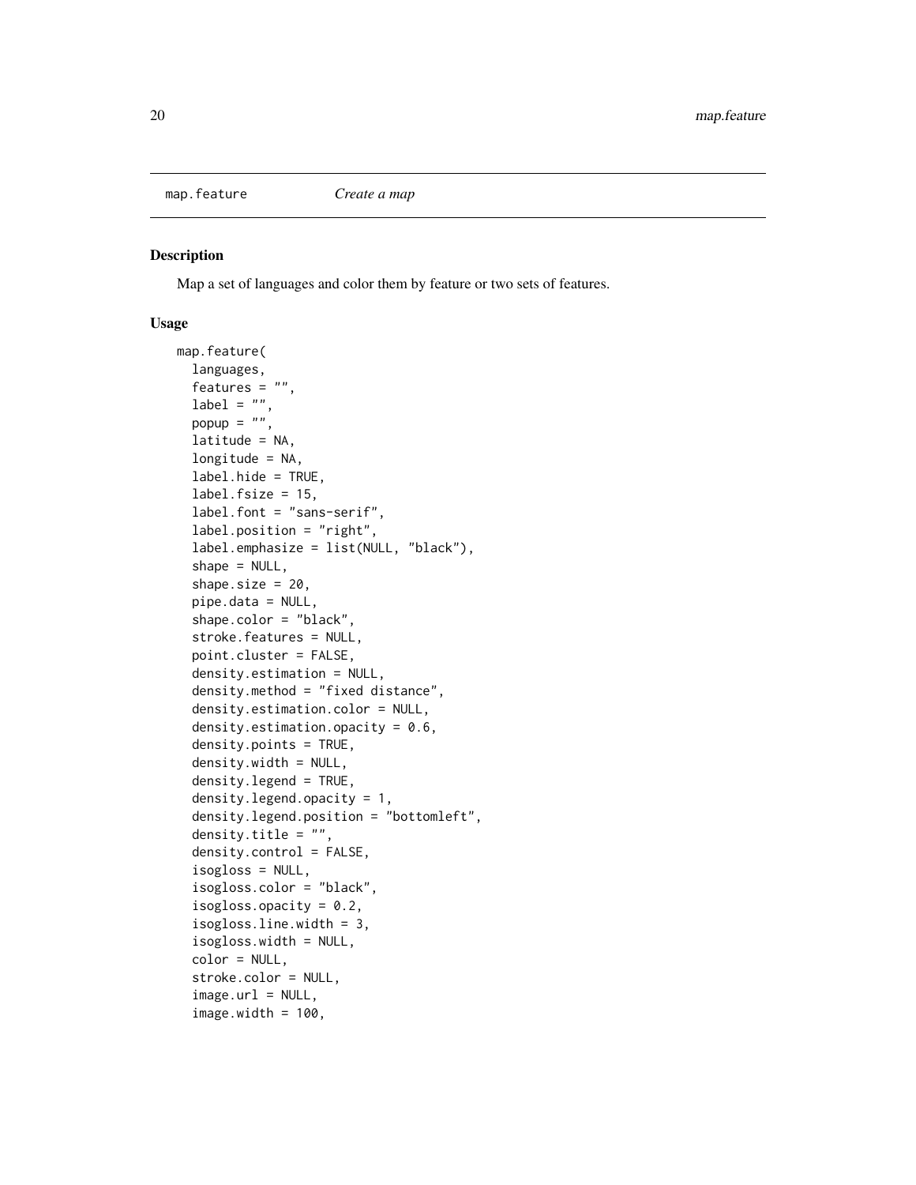map.feature *Create a map*

### Description

Map a set of languages and color them by feature or two sets of features.

### Usage

```
map.feature(
  languages,
  features = "",
  label = "",
  popup = "",
  latitude = NA,
  longitude = NA,
  label.hide = TRUE,
  label.fsize = 15,
  label.font = "sans-serif",
  label.position = "right",
  label.emphasize = list(NULL, "black"),
  shape = NULL,
  shape.size = 20,
  pipe.data = NULL,
  shape.color = "black",
  stroke.features = NULL,
  point.cluster = FALSE,
  density.estimation = NULL,
  density.method = "fixed distance",
  density.estimation.color = NULL,
  density.estimation.opacity = 0.6,
  density.points = TRUE,
  density.width = NULL,
  density.legend = TRUE,
  density.legend.opacity = 1,
  density.legend.position = "bottomleft",
  density.title = "",
  density.control = FALSE,
  isogloss = NULL,
  isogloss.color = "black",
  isogloss.opacity = 0.2,
  isogloss.line.width = 3,
  isogloss.width = NULL,
  color = NULL,
  stroke.color = NULL,
  image.url = NULL,
  image.width = 100,
```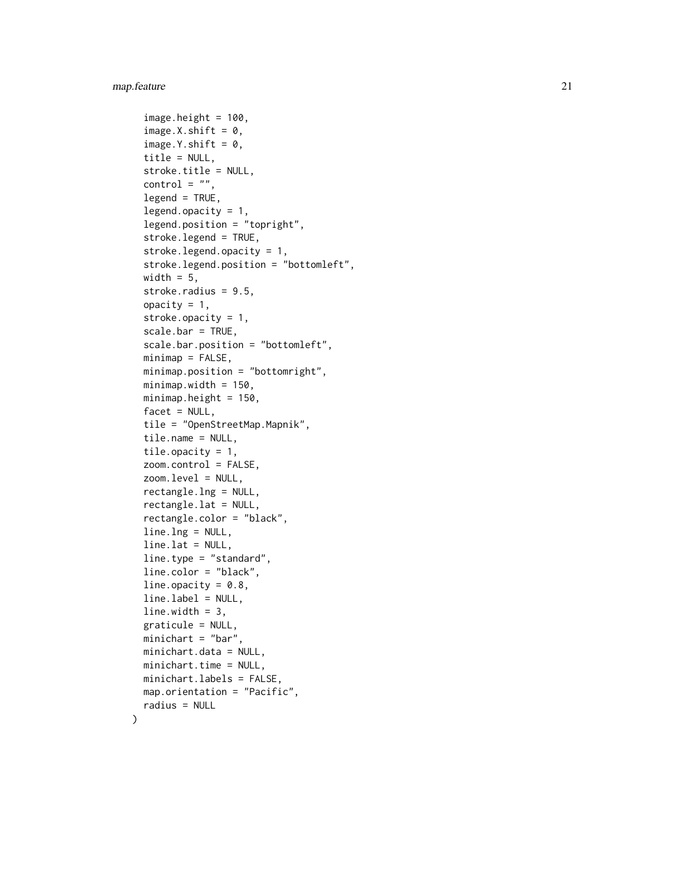```
  image.height = 100,
  image.X.shift = 0,
  image.Y.shift = 0,
  title = NULL,
  stroke.title = NULL,
  control = "",
  legend = TRUE,
  legend.opacity = 1,
  legend.position = "topright",
  stroke.legend = TRUE,
  stroke.legend.opacity = 1,
  stroke.legend.position = "bottomleft",
  width = 5,
  stroke.radius = 9.5,
  opacity = 1,
  stroke.opacity = 1,
  scale.bar = TRUE,
  scale.bar.position = "bottomleft",
  minimap = FALSE,
  minimap.position = "bottomright",
  minimap.width = 150,
  minimap.height = 150,
  facet = NULL,
  tile = "OpenStreetMap.Mapnik",
  tile.name = NULL,
  tile.opacity = 1,
  zoom.control = FALSE,
  zoom.level = NULL,
  rectangle.lng = NULL,
  rectangle.lat = NULL,
  rectangle.color = "black",
  line.lng = NULL,
  line.lat = NULL,
  line.type = "standard",
  line.color = "black",
  line.opacity = 0.8,
  line.label = NULL,
  line.width = 3,
  graticule = NULL,
  minichart = "bar",
  minichart.data = NULL,
  minichart.time = NULL,
  minichart.labels = FALSE,
  map.orientation = "Pacific",
  radius = NULL
)
```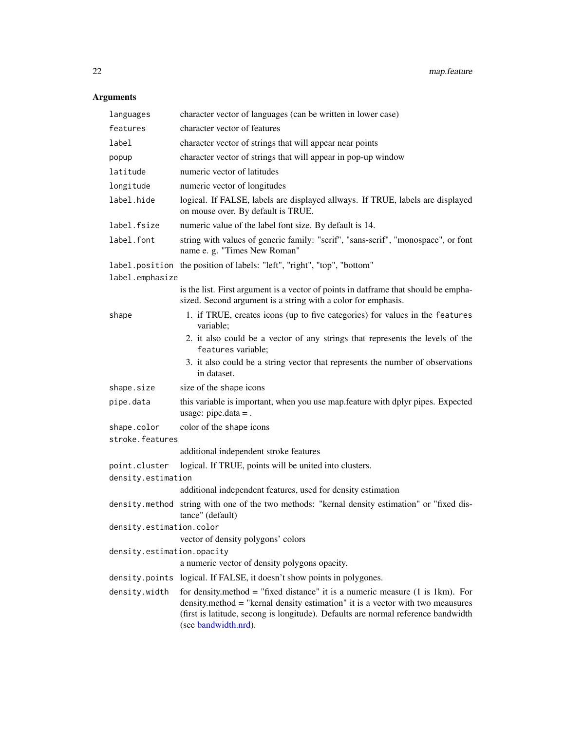## Arguments

| Argument | Description |
|---|---|
| `languages` | character vector of languages (can be written in lower case) |
| `features` | character vector of features |
| `label` | character vector of strings that will appear near points |
| `popup` | character vector of strings that will appear in pop-up window |
| `latitude` | numeric vector of latitudes |
| `longitude` | numeric vector of longitudes |
| `label.hide` | logical. If FALSE, labels are displayed allways. If TRUE, labels are displayed on mouse over. By default is TRUE. |
| `label.fsize` | numeric value of the label font size. By default is 14. |
| `label.font` | string with values of generic family: "serif", "sans-serif", "monospace", or font name e. g. "Times New Roman" |
| `label.position` | the position of labels: "left", "right", "top", "bottom" |
| `label.emphasize` | is the list. First argument is a vector of points in datframe that should be emphasized. Second argument is a string with a color for emphasis. |
| `shape` | 1. if TRUE, creates icons (up to five categories) for values in the `features` variable; 2. it also could be a vector of any strings that represents the levels of the `features` variable; 3. it also could be a string vector that represents the number of observations in dataset. |
| `shape.size` | size of the shape icons |
| `pipe.data` | this variable is important, when you use map.feature with dplyr pipes. Expected usage: pipe.data = . |
| `shape.color` | color of the shape icons |
| `stroke.features` | additional independent stroke features |
| `point.cluster` | logical. If TRUE, points will be united into clusters. |
| `density.estimation` | additional independent features, used for density estimation |
| `density.method` | string with one of the two methods: "kernal density estimation" or "fixed distance" (default) |
| `density.estimation.color` | vector of density polygons' colors |
| `density.estimation.opacity` | a numeric vector of density polygons opacity. |
| `density.points` | logical. If FALSE, it doesn't show points in polygones. |
| `density.width` | for density.method = "fixed distance" it is a numeric measure (1 is 1km). For density.method = "kernal density estimation" it is a vector with two meausures (first is latitude, secong is longitude). Defaults are normal reference bandwidth (see bandwidth.nrd). |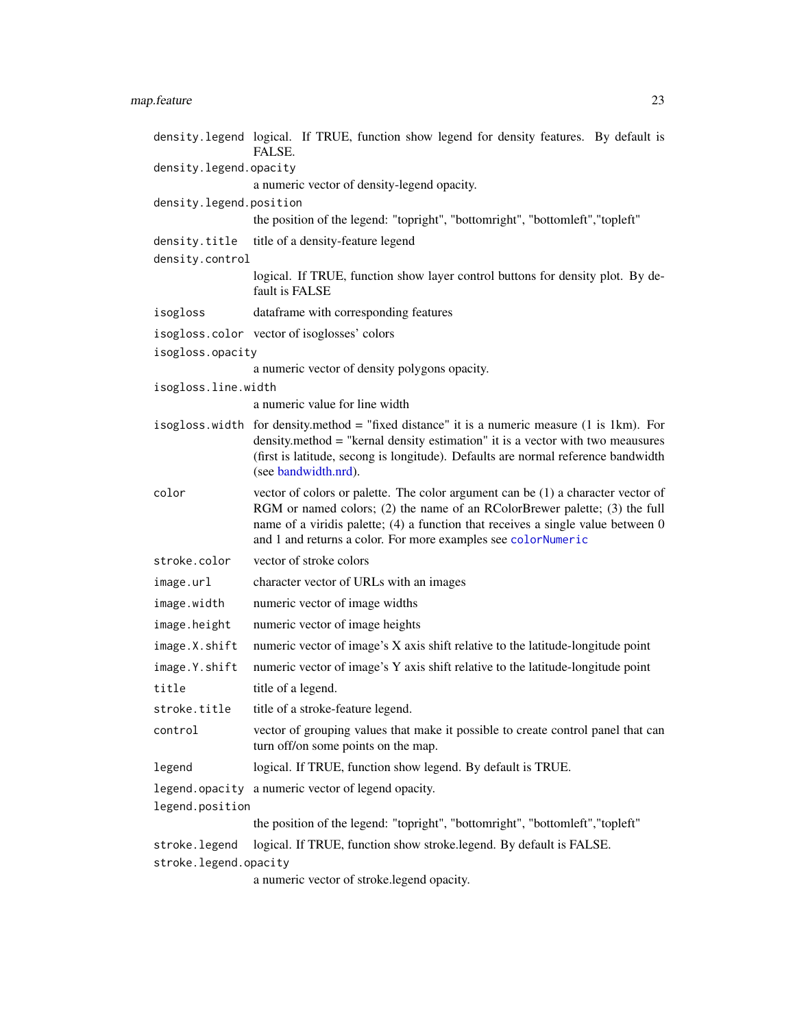`density.legend` logical. If TRUE, function show legend for density features. By default is FALSE.

`density.legend.opacity`
a numeric vector of density-legend opacity.

`density.legend.position`
the position of the legend: "topright", "bottomright", "bottomleft","topleft"

`density.title` title of a density-feature legend

`density.control`
logical. If TRUE, function show layer control buttons for density plot. By default is FALSE

`isogloss` dataframe with corresponding features

`isogloss.color` vector of isoglosses' colors

`isogloss.opacity`
a numeric vector of density polygons opacity.

`isogloss.line.width`
a numeric value for line width

`isogloss.width` for density.method = "fixed distance" it is a numeric measure (1 is 1km). For density.method = "kernal density estimation" it is a vector with two meausures (first is latitude, secong is longitude). Defaults are normal reference bandwidth (see bandwidth.nrd).

`color` vector of colors or palette. The color argument can be (1) a character vector of RGM or named colors; (2) the name of an RColorBrewer palette; (3) the full name of a viridis palette; (4) a function that receives a single value between 0 and 1 and returns a color. For more examples see `colorNumeric`

`stroke.color` vector of stroke colors

`image.url` character vector of URLs with an images

`image.width` numeric vector of image widths

`image.height` numeric vector of image heights

`image.X.shift` numeric vector of image's X axis shift relative to the latitude-longitude point

`image.Y.shift` numeric vector of image's Y axis shift relative to the latitude-longitude point

`title` title of a legend.

`stroke.title` title of a stroke-feature legend.

`control` vector of grouping values that make it possible to create control panel that can turn off/on some points on the map.

`legend` logical. If TRUE, function show legend. By default is TRUE.

`legend.opacity` a numeric vector of legend opacity.

`legend.position`
the position of the legend: "topright", "bottomright", "bottomleft","topleft"

`stroke.legend` logical. If TRUE, function show stroke.legend. By default is FALSE.

`stroke.legend.opacity`
a numeric vector of stroke.legend opacity.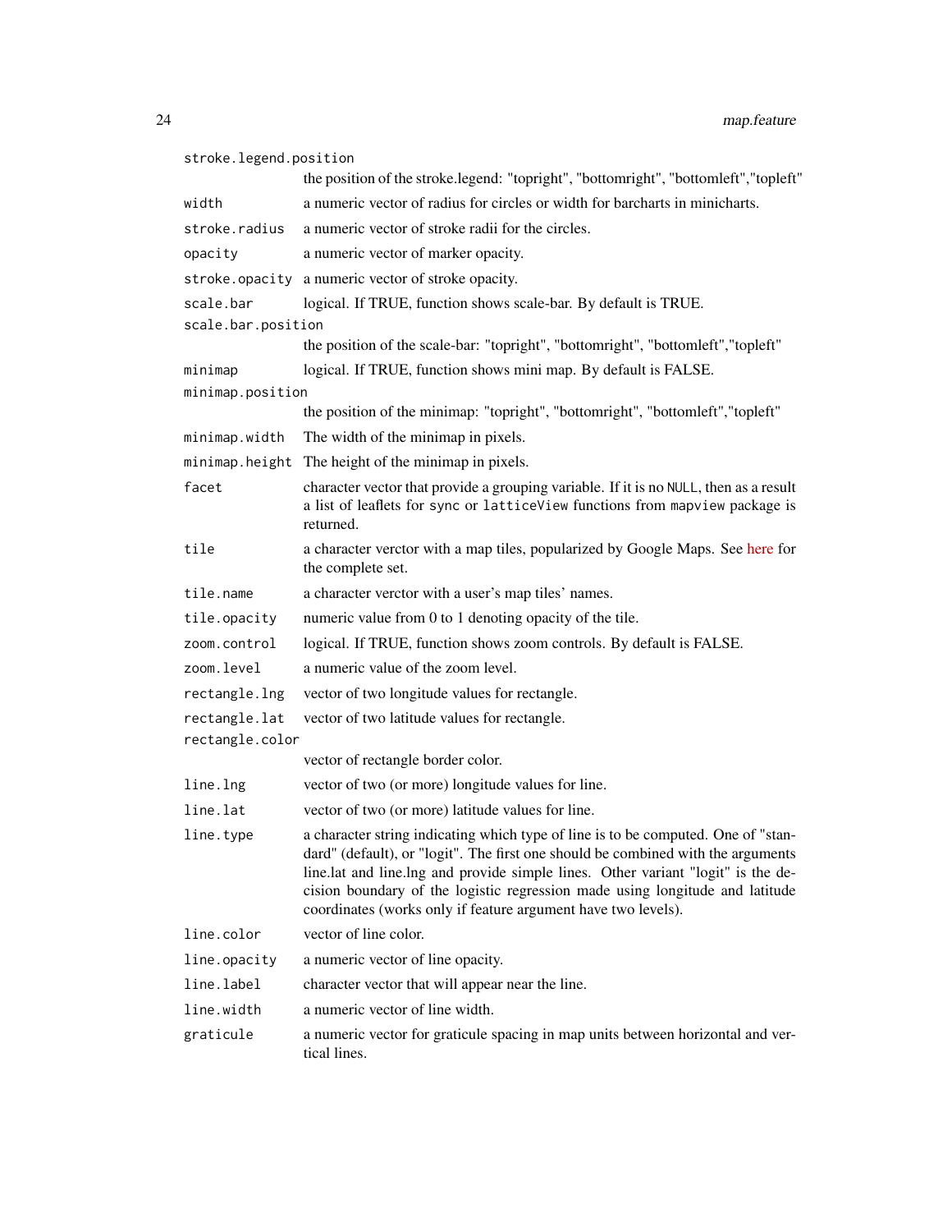| Argument | Description |
|---|---|
| `stroke.legend.position` | the position of the stroke.legend: "topright", "bottomright", "bottomleft","topleft" |
| `width` | a numeric vector of radius for circles or width for barcharts in minicharts. |
| `stroke.radius` | a numeric vector of stroke radii for the circles. |
| `opacity` | a numeric vector of marker opacity. |
| `stroke.opacity` | a numeric vector of stroke opacity. |
| `scale.bar` | logical. If TRUE, function shows scale-bar. By default is TRUE. |
| `scale.bar.position` | the position of the scale-bar: "topright", "bottomright", "bottomleft","topleft" |
| `minimap` | logical. If TRUE, function shows mini map. By default is FALSE. |
| `minimap.position` | the position of the minimap: "topright", "bottomright", "bottomleft","topleft" |
| `minimap.width` | The width of the minimap in pixels. |
| `minimap.height` | The height of the minimap in pixels. |
| `facet` | character vector that provide a grouping variable. If it is no `NULL`, then as a result a list of leaflets for `sync` or `latticeView` functions from `mapview` package is returned. |
| `tile` | a character verctor with a map tiles, popularized by Google Maps. See here for the complete set. |
| `tile.name` | a character verctor with a user's map tiles' names. |
| `tile.opacity` | numeric value from 0 to 1 denoting opacity of the tile. |
| `zoom.control` | logical. If TRUE, function shows zoom controls. By default is FALSE. |
| `zoom.level` | a numeric value of the zoom level. |
| `rectangle.lng` | vector of two longitude values for rectangle. |
| `rectangle.lat` | vector of two latitude values for rectangle. |
| `rectangle.color` | vector of rectangle border color. |
| `line.lng` | vector of two (or more) longitude values for line. |
| `line.lat` | vector of two (or more) latitude values for line. |
| `line.type` | a character string indicating which type of line is to be computed. One of "standard" (default), or "logit". The first one should be combined with the arguments line.lat and line.lng and provide simple lines. Other variant "logit" is the decision boundary of the logistic regression made using longitude and latitude coordinates (works only if feature argument have two levels). |
| `line.color` | vector of line color. |
| `line.opacity` | a numeric vector of line opacity. |
| `line.label` | character vector that will appear near the line. |
| `line.width` | a numeric vector of line width. |
| `graticule` | a numeric vector for graticule spacing in map units between horizontal and vertical lines. |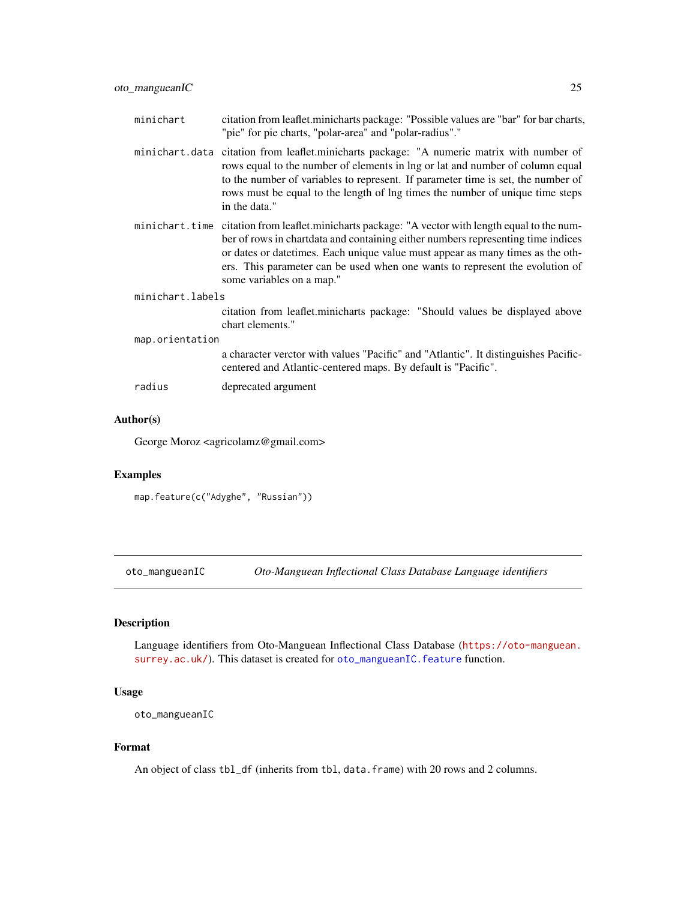| | |
|---|---|
| minichart | citation from leaflet.minicharts package: "Possible values are "bar" for bar charts, "pie" for pie charts, "polar-area" and "polar-radius"." |
| minichart.data | citation from leaflet.minicharts package: "A numeric matrix with number of rows equal to the number of elements in lng or lat and number of column equal to the number of variables to represent. If parameter time is set, the number of rows must be equal to the length of lng times the number of unique time steps in the data." |
| minichart.time | citation from leaflet.minicharts package: "A vector with length equal to the number of rows in chartdata and containing either numbers representing time indices or dates or datetimes. Each unique value must appear as many times as the others. This parameter can be used when one wants to represent the evolution of some variables on a map." |
| minichart.labels | citation from leaflet.minicharts package: "Should values be displayed above chart elements." |
| map.orientation | a character verctor with values "Pacific" and "Atlantic". It distinguishes Pacific-centered and Atlantic-centered maps. By default is "Pacific". |
| radius | deprecated argument |

### Author(s)

George Moroz <agricolamz@gmail.com>

### Examples

```
map.feature(c("Adyghe", "Russian"))
```

---

## oto_mangueanIC — *Oto-Manguean Inflectional Class Database Language identifiers*

### Description

Language identifiers from Oto-Manguean Inflectional Class Database (https://oto-manguean.surrey.ac.uk/). This dataset is created for oto_mangueanIC.feature function.

### Usage

```
oto_mangueanIC
```

### Format

An object of class tbl_df (inherits from tbl, data.frame) with 20 rows and 2 columns.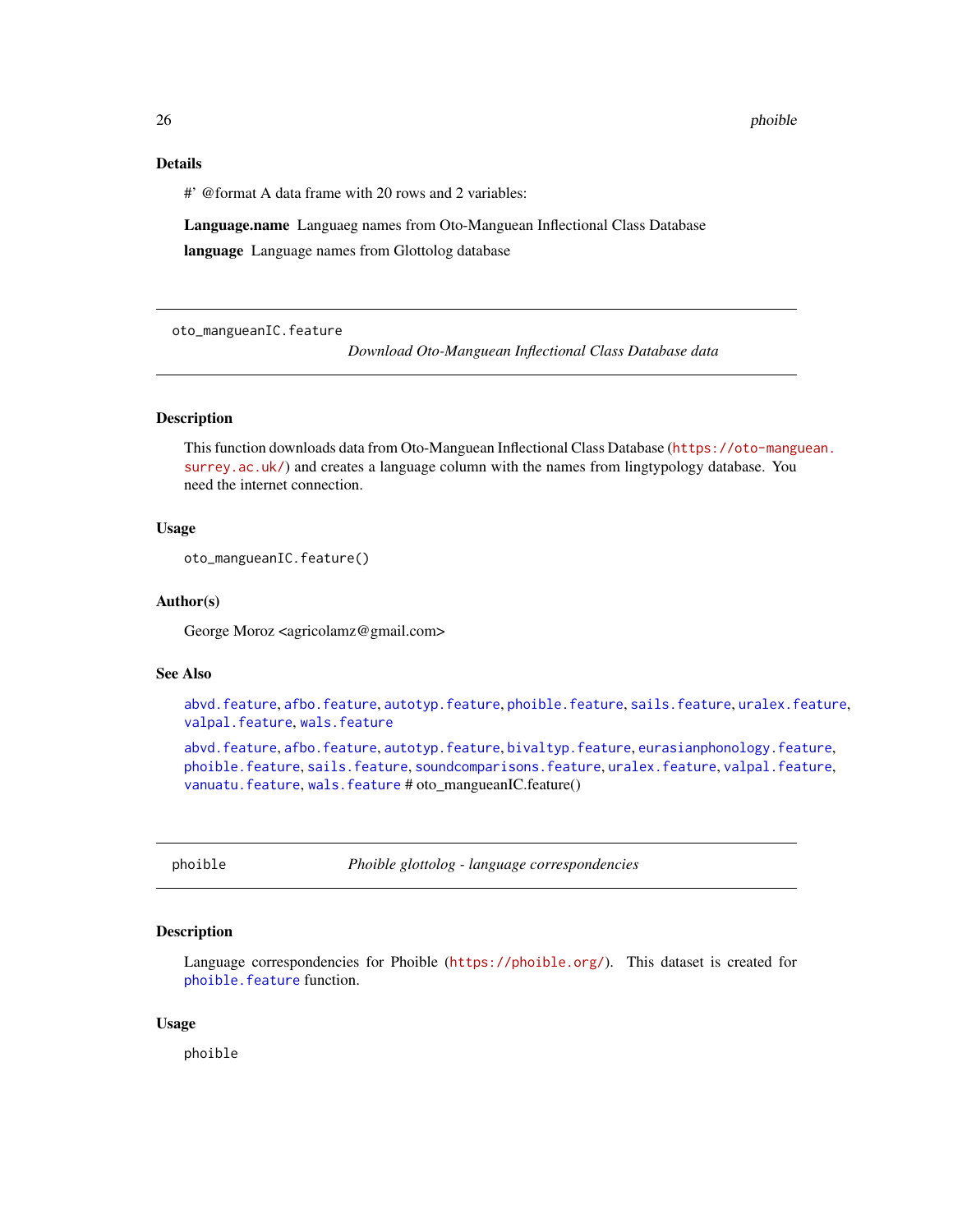## Details

#' @format A data frame with 20 rows and 2 variables:

**Language.name** Languaeg names from Oto-Manguean Inflectional Class Database

**language** Language names from Glottolog database

---

`oto_mangueanIC.feature` *Download Oto-Manguean Inflectional Class Database data*

---

## Description

This function downloads data from Oto-Manguean Inflectional Class Database (https://oto-manguean.surrey.ac.uk/) and creates a language column with the names from lingtypology database. You need the internet connection.

## Usage

```
oto_mangueanIC.feature()
```

## Author(s)

George Moroz <agricolamz@gmail.com>

## See Also

abvd.feature, afbo.feature, autotyp.feature, phoible.feature, sails.feature, uralex.feature, valpal.feature, wals.feature

abvd.feature, afbo.feature, autotyp.feature, bivaltyp.feature, eurasianphonology.feature, phoible.feature, sails.feature, soundcomparisons.feature, uralex.feature, valpal.feature, vanuatu.feature, wals.feature # oto_mangueanIC.feature()

---

`phoible` *Phoible glottolog - language correspondencies*

---

## Description

Language correspondencies for Phoible (https://phoible.org/). This dataset is created for phoible.feature function.

## Usage

```
phoible
```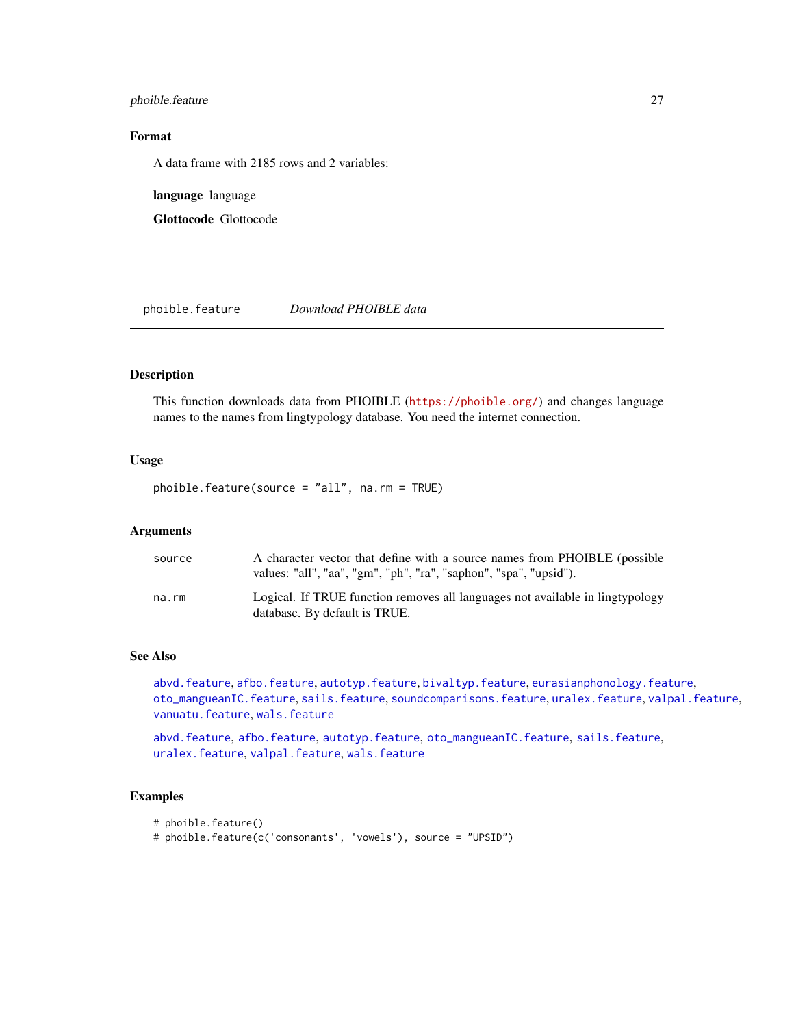## Format

A data frame with 2185 rows and 2 variables:

**language** language

**Glottocode** Glottocode

---

phoible.feature *Download PHOIBLE data*

---

## Description

This function downloads data from PHOIBLE (https://phoible.org/) and changes language names to the names from lingtypology database. You need the internet connection.

## Usage

```
phoible.feature(source = "all", na.rm = TRUE)
```

## Arguments

| | |
|---|---|
| source | A character vector that define with a source names from PHOIBLE (possible values: "all", "aa", "gm", "ph", "ra", "saphon", "spa", "upsid"). |
| na.rm | Logical. If TRUE function removes all languages not available in lingtypology database. By default is TRUE. |

## See Also

abvd.feature, afbo.feature, autotyp.feature, bivaltyp.feature, eurasianphonology.feature, oto_mangueanIC.feature, sails.feature, soundcomparisons.feature, uralex.feature, valpal.feature, vanuatu.feature, wals.feature

abvd.feature, afbo.feature, autotyp.feature, oto_mangueanIC.feature, sails.feature, uralex.feature, valpal.feature, wals.feature

## Examples

```
# phoible.feature()
# phoible.feature(c('consonants', 'vowels'), source = "UPSID")
```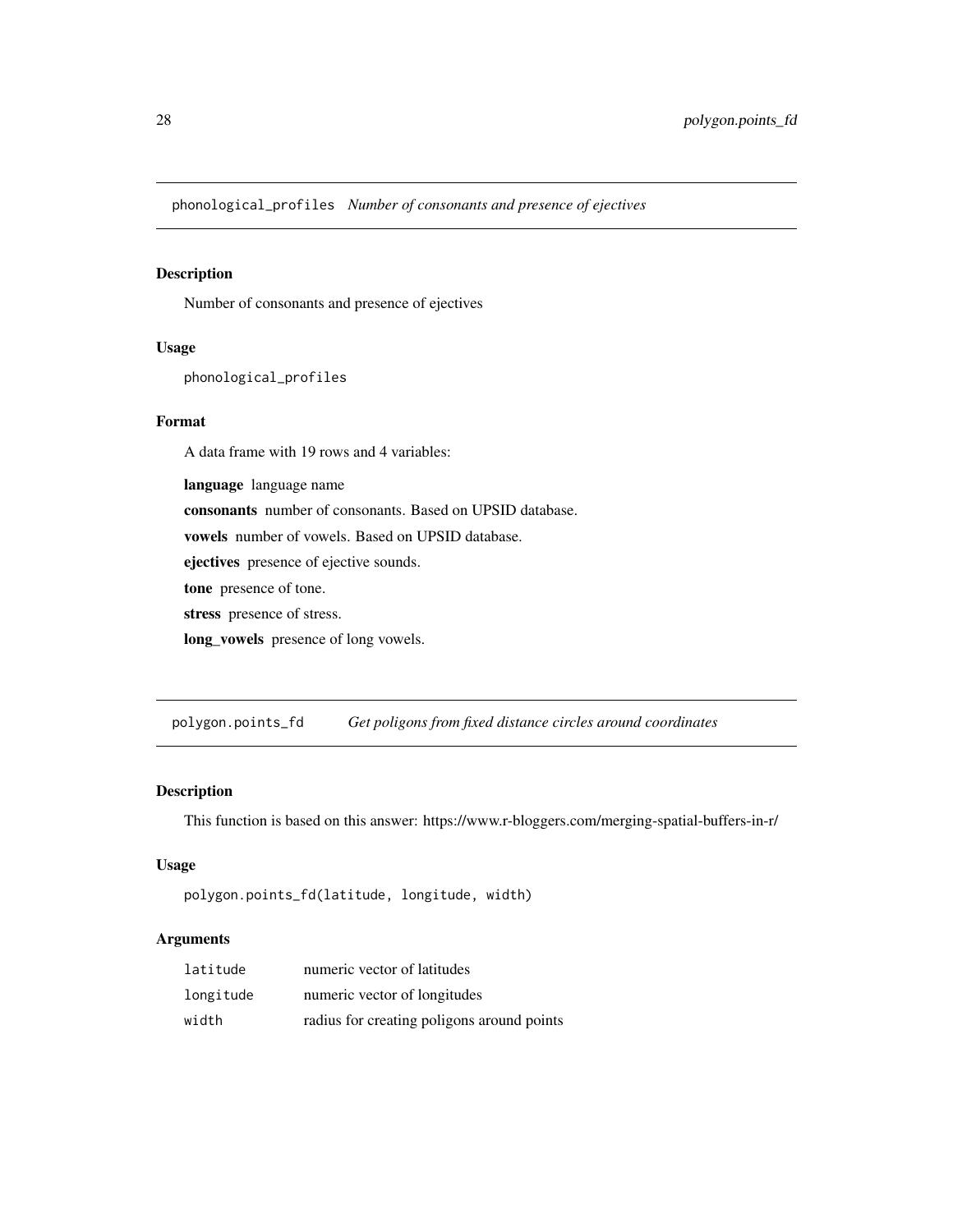## phonological_profiles *Number of consonants and presence of ejectives*

### Description

Number of consonants and presence of ejectives

### Usage

```
phonological_profiles
```

### Format

A data frame with 19 rows and 4 variables:

**language** language name

**consonants** number of consonants. Based on UPSID database.

**vowels** number of vowels. Based on UPSID database.

**ejectives** presence of ejective sounds.

**tone** presence of tone.

**stress** presence of stress.

**long_vowels** presence of long vowels.

## polygon.points_fd *Get poligons from fixed distance circles around coordinates*

### Description

This function is based on this answer: https://www.r-bloggers.com/merging-spatial-buffers-in-r/

### Usage

```
polygon.points_fd(latitude, longitude, width)
```

### Arguments

| | |
|---|---|
| latitude | numeric vector of latitudes |
| longitude | numeric vector of longitudes |
| width | radius for creating poligons around points |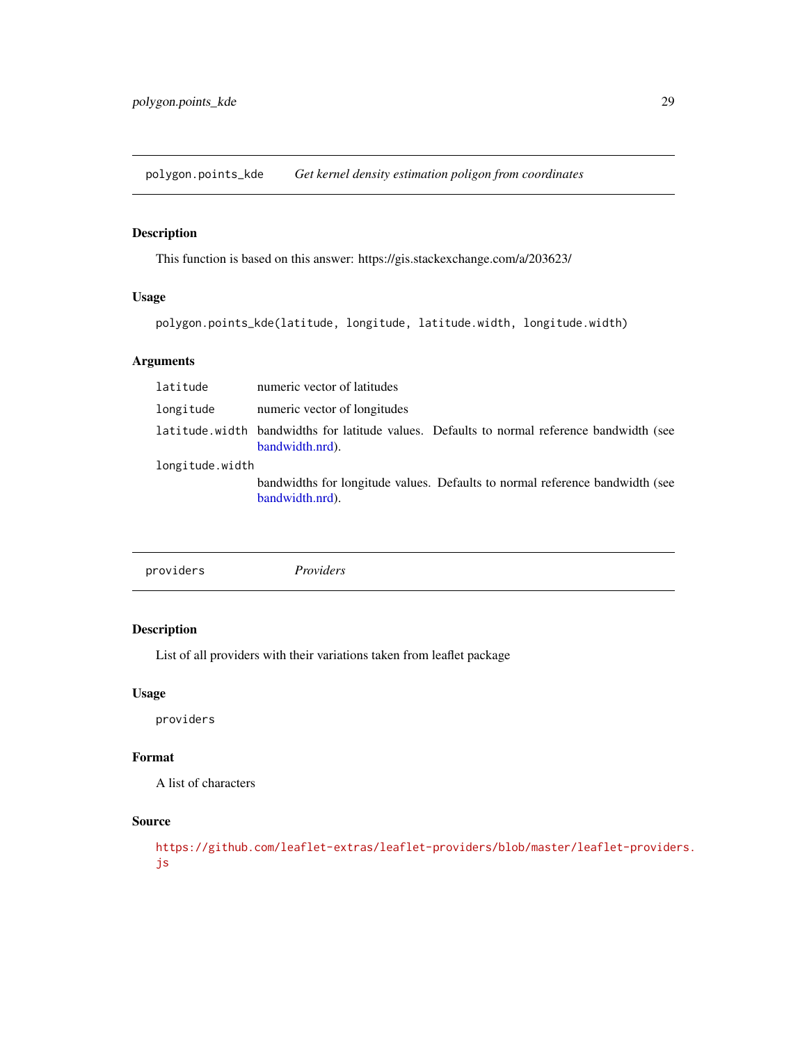## polygon.points_kde — *Get kernel density estimation poligon from coordinates*

### Description

This function is based on this answer: https://gis.stackexchange.com/a/203623/

### Usage

```
polygon.points_kde(latitude, longitude, latitude.width, longitude.width)
```

### Arguments

| | |
|---|---|
| `latitude` | numeric vector of latitudes |
| `longitude` | numeric vector of longitudes |
| `latitude.width` | bandwidths for latitude values. Defaults to normal reference bandwidth (see bandwidth.nrd). |
| `longitude.width` | bandwidths for longitude values. Defaults to normal reference bandwidth (see bandwidth.nrd). |

## providers — *Providers*

### Description

List of all providers with their variations taken from leaflet package

### Usage

```
providers
```

### Format

A list of characters

### Source

https://github.com/leaflet-extras/leaflet-providers/blob/master/leaflet-providers.js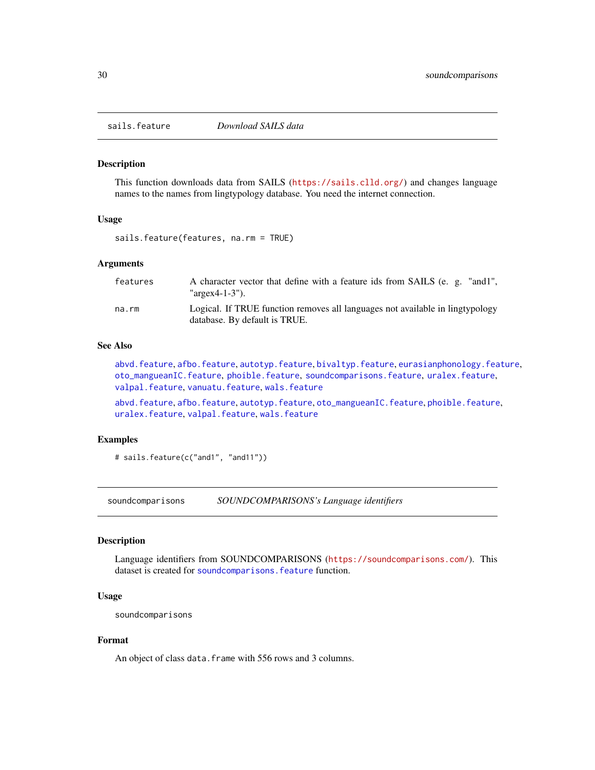## sails.feature — *Download SAILS data*

### Description

This function downloads data from SAILS (https://sails.clld.org/) and changes language names to the names from lingtypology database. You need the internet connection.

### Usage

```
sails.feature(features, na.rm = TRUE)
```

### Arguments

| | |
|---|---|
| features | A character vector that define with a feature ids from SAILS (e. g. "and1", "argex4-1-3"). |
| na.rm | Logical. If TRUE function removes all languages not available in lingtypology database. By default is TRUE. |

### See Also

abvd.feature, afbo.feature, autotyp.feature, bivaltyp.feature, eurasianphonology.feature, oto_mangueanIC.feature, phoible.feature, soundcomparisons.feature, uralex.feature, valpal.feature, vanuatu.feature, wals.feature

abvd.feature, afbo.feature, autotyp.feature, oto_mangueanIC.feature, phoible.feature, uralex.feature, valpal.feature, wals.feature

### Examples

```
# sails.feature(c("and1", "and11"))
```

## soundcomparisons — *SOUNDCOMPARISONS's Language identifiers*

### Description

Language identifiers from SOUNDCOMPARISONS (https://soundcomparisons.com/). This dataset is created for soundcomparisons.feature function.

### Usage

```
soundcomparisons
```

### Format

An object of class data.frame with 556 rows and 3 columns.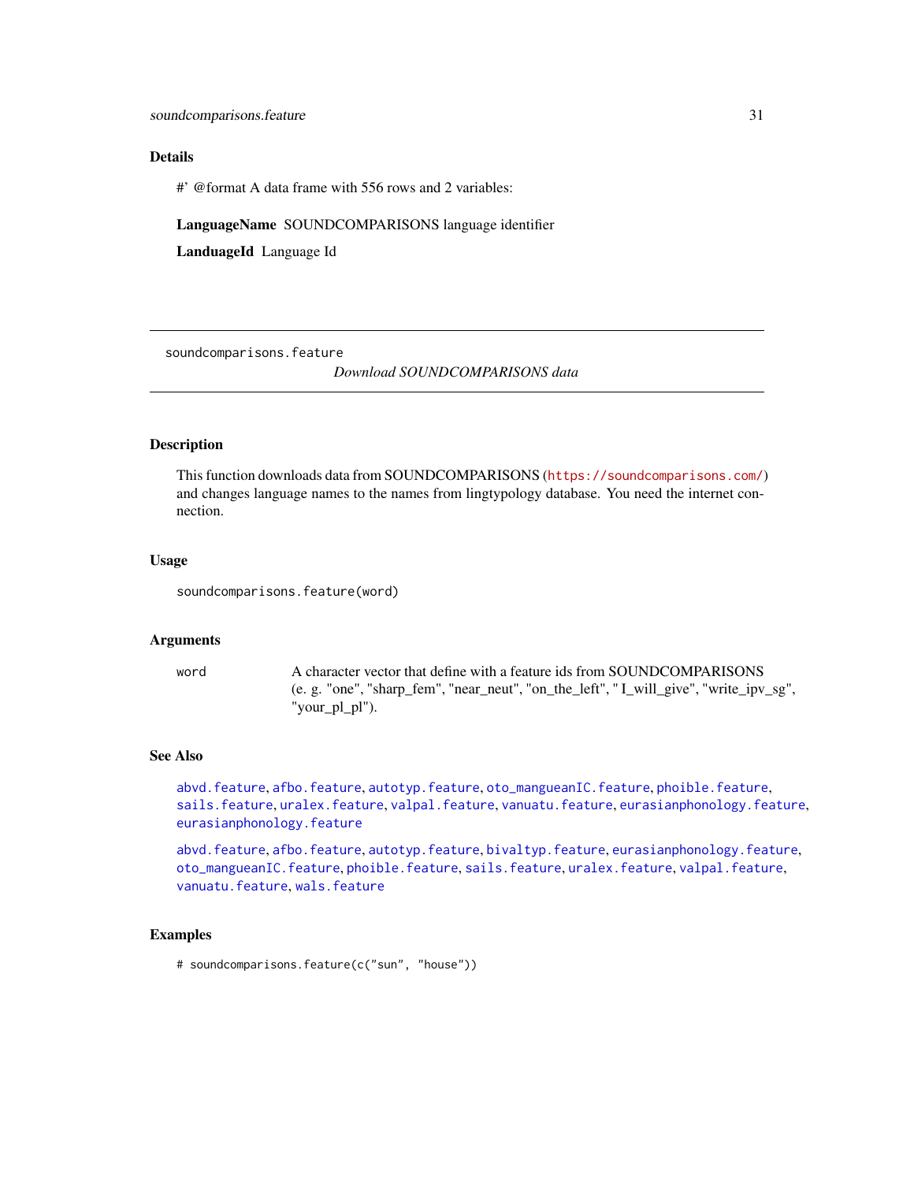### Details

#' @format A data frame with 556 rows and 2 variables:

**LanguageName** SOUNDCOMPARISONS language identifier

**LanduageId** Language Id

---

## soundcomparisons.feature

*Download SOUNDCOMPARISONS data*

---

### Description

This function downloads data from SOUNDCOMPARISONS (https://soundcomparisons.com/) and changes language names to the names from lingtypology database. You need the internet connection.

### Usage

```
soundcomparisons.feature(word)
```

### Arguments

| | |
|---|---|
| word | A character vector that define with a feature ids from SOUNDCOMPARISONS (e. g. "one", "sharp_fem", "near_neut", "on_the_left", " I_will_give", "write_ipv_sg", "your_pl_pl"). |

### See Also

abvd.feature, afbo.feature, autotyp.feature, oto_mangueanIC.feature, phoible.feature, sails.feature, uralex.feature, valpal.feature, vanuatu.feature, eurasianphonology.feature, eurasianphonology.feature

abvd.feature, afbo.feature, autotyp.feature, bivaltyp.feature, eurasianphonology.feature, oto_mangueanIC.feature, phoible.feature, sails.feature, uralex.feature, valpal.feature, vanuatu.feature, wals.feature

### Examples

```
# soundcomparisons.feature(c("sun", "house"))
```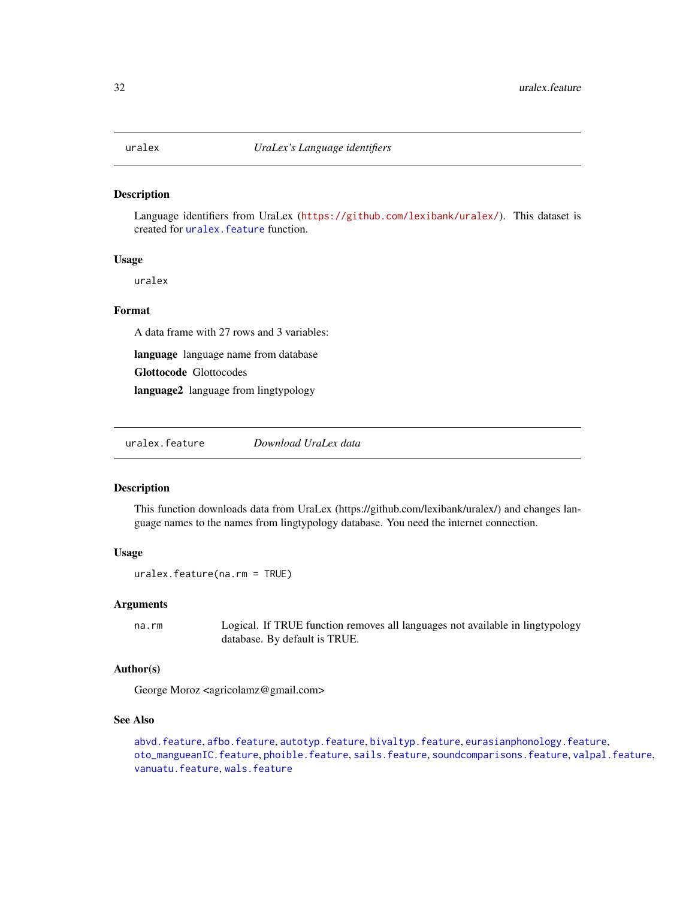## uralex — *UraLex's Language identifiers*

### Description

Language identifiers from UraLex (https://github.com/lexibank/uralex/). This dataset is created for `uralex.feature` function.

### Usage

```
uralex
```

### Format

A data frame with 27 rows and 3 variables:

**language** language name from database

**Glottocode** Glottocodes

**language2** language from lingtypology

## uralex.feature — *Download UraLex data*

### Description

This function downloads data from UraLex (https://github.com/lexibank/uralex/) and changes language names to the names from lingtypology database. You need the internet connection.

### Usage

```
uralex.feature(na.rm = TRUE)
```

### Arguments

| | |
|---|---|
| `na.rm` | Logical. If TRUE function removes all languages not available in lingtypology database. By default is TRUE. |

### Author(s)

George Moroz <agricolamz@gmail.com>

### See Also

`abvd.feature`, `afbo.feature`, `autotyp.feature`, `bivaltyp.feature`, `eurasianphonology.feature`, `oto_mangueanIC.feature`, `phoible.feature`, `sails.feature`, `soundcomparisons.feature`, `valpal.feature`, `vanuatu.feature`, `wals.feature`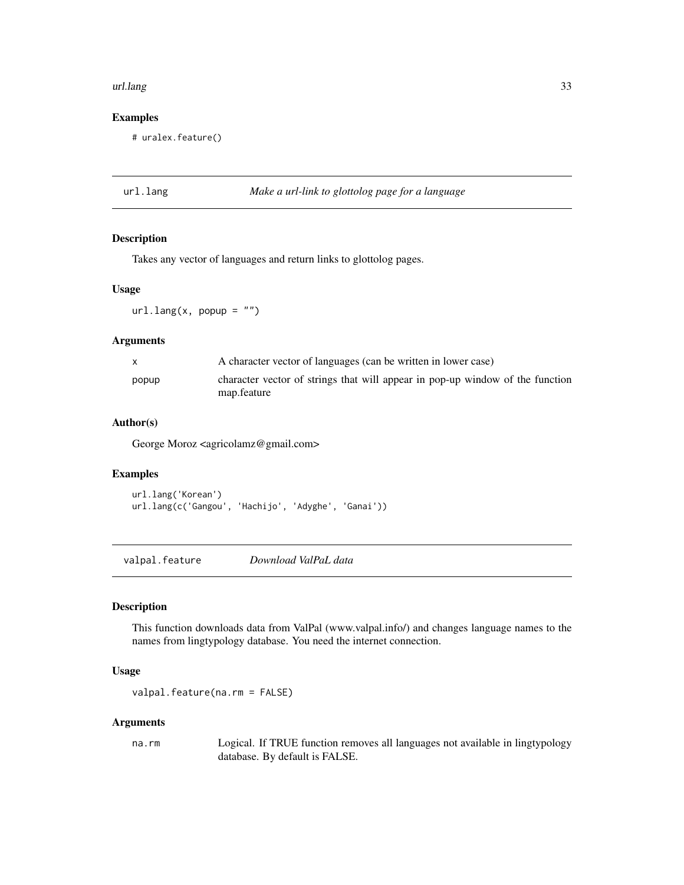### Examples

```
# uralex.feature()
```

## url.lang — *Make a url-link to glottolog page for a language*

### Description

Takes any vector of languages and return links to glottolog pages.

### Usage

```
url.lang(x, popup = "")
```

### Arguments

| | |
|---|---|
| x | A character vector of languages (can be written in lower case) |
| popup | character vector of strings that will appear in pop-up window of the function map.feature |

### Author(s)

George Moroz <agricolamz@gmail.com>

### Examples

```
url.lang('Korean')
url.lang(c('Gangou', 'Hachijo', 'Adyghe', 'Ganai'))
```

## valpal.feature — *Download ValPaL data*

### Description

This function downloads data from ValPal (www.valpal.info/) and changes language names to the names from lingtypology database. You need the internet connection.

### Usage

```
valpal.feature(na.rm = FALSE)
```

### Arguments

| | |
|---|---|
| na.rm | Logical. If TRUE function removes all languages not available in lingtypology database. By default is FALSE. |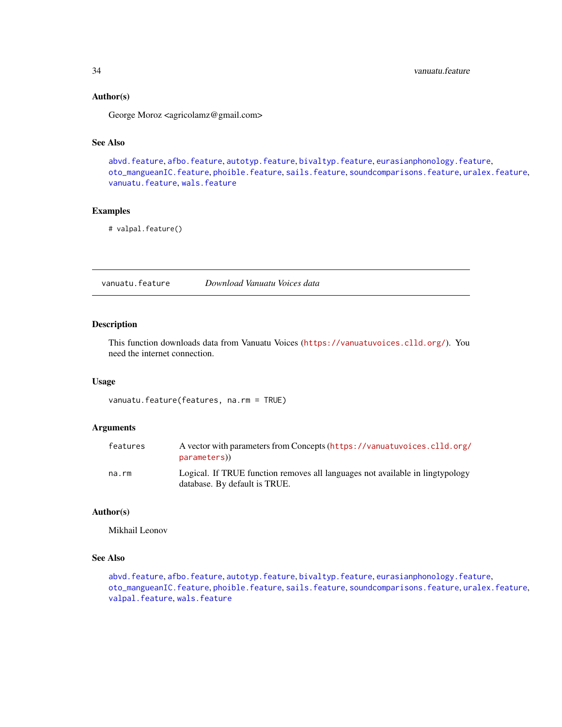### Author(s)

George Moroz <agricolamz@gmail.com>

### See Also

abvd.feature, afbo.feature, autotyp.feature, bivaltyp.feature, eurasianphonology.feature, oto_mangueanIC.feature, phoible.feature, sails.feature, soundcomparisons.feature, uralex.feature, vanuatu.feature, wals.feature

### Examples

```
# valpal.feature()
```

---

## vanuatu.feature — *Download Vanuatu Voices data*

### Description

This function downloads data from Vanuatu Voices (https://vanuatuvoices.clld.org/). You need the internet connection.

### Usage

```
vanuatu.feature(features, na.rm = TRUE)
```

### Arguments

| | |
|---|---|
| features | A vector with parameters from Concepts (https://vanuatuvoices.clld.org/parameters)) |
| na.rm | Logical. If TRUE function removes all languages not available in lingtypology database. By default is TRUE. |

### Author(s)

Mikhail Leonov

### See Also

abvd.feature, afbo.feature, autotyp.feature, bivaltyp.feature, eurasianphonology.feature, oto_mangueanIC.feature, phoible.feature, sails.feature, soundcomparisons.feature, uralex.feature, valpal.feature, wals.feature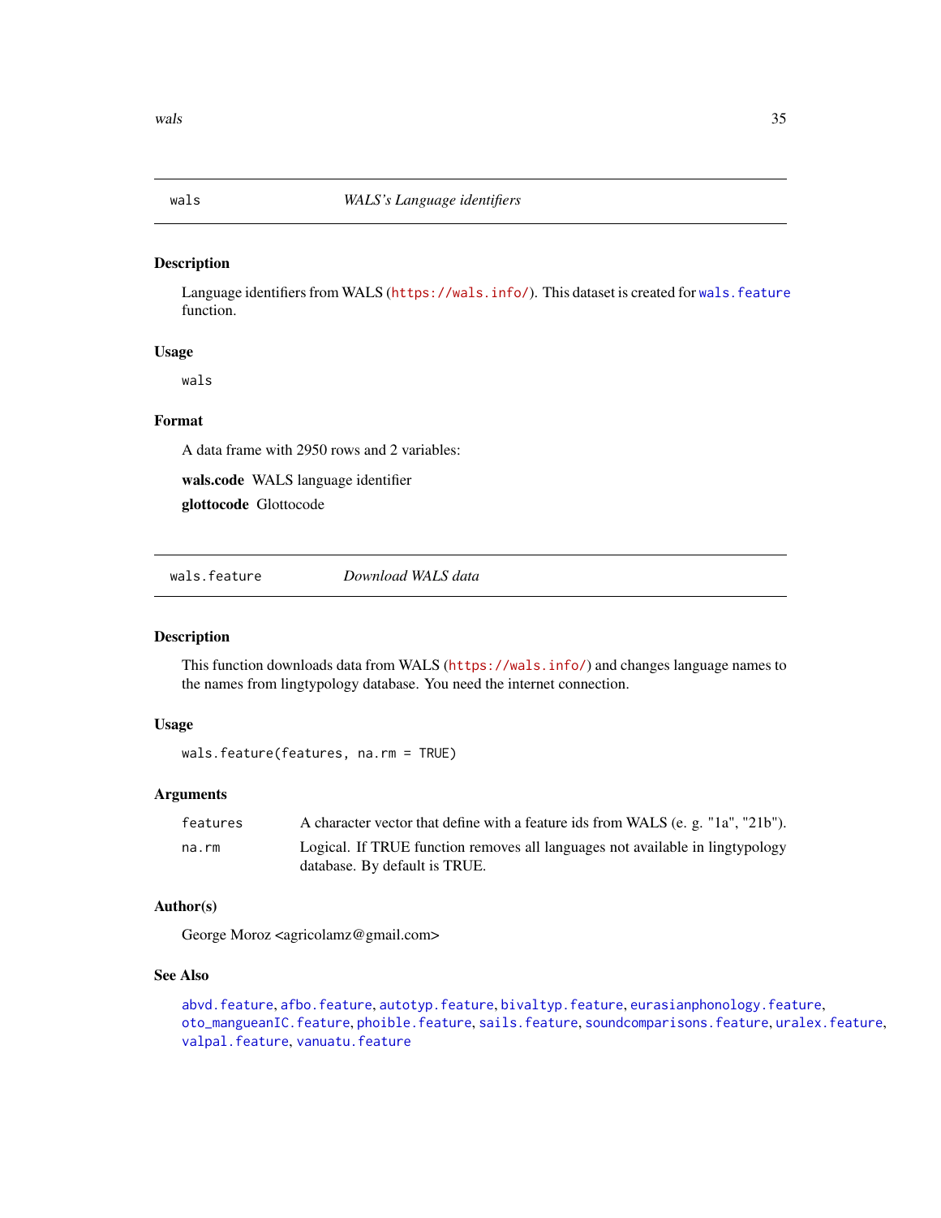## wals — *WALS's Language identifiers*

### Description

Language identifiers from WALS (https://wals.info/). This dataset is created for wals.feature function.

### Usage

```
wals
```

### Format

A data frame with 2950 rows and 2 variables:

**wals.code** WALS language identifier

**glottocode** Glottocode

## wals.feature — *Download WALS data*

### Description

This function downloads data from WALS (https://wals.info/) and changes language names to the names from lingtypology database. You need the internet connection.

### Usage

```
wals.feature(features, na.rm = TRUE)
```

### Arguments

| | |
|---|---|
| features | A character vector that define with a feature ids from WALS (e. g. "1a", "21b"). |
| na.rm | Logical. If TRUE function removes all languages not available in lingtypology database. By default is TRUE. |

### Author(s)

George Moroz <agricolamz@gmail.com>

### See Also

abvd.feature, afbo.feature, autotyp.feature, bivaltyp.feature, eurasianphonology.feature, oto_mangueanIC.feature, phoible.feature, sails.feature, soundcomparisons.feature, uralex.feature, valpal.feature, vanuatu.feature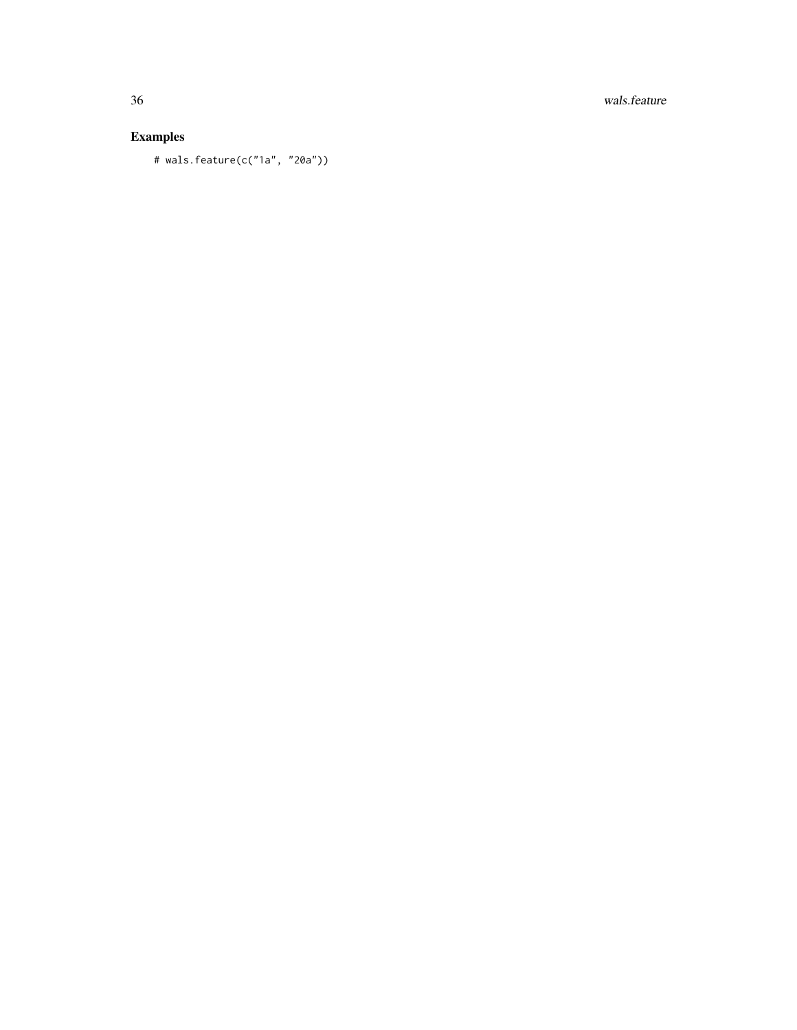## Examples

```
# wals.feature(c("1a", "20a"))
```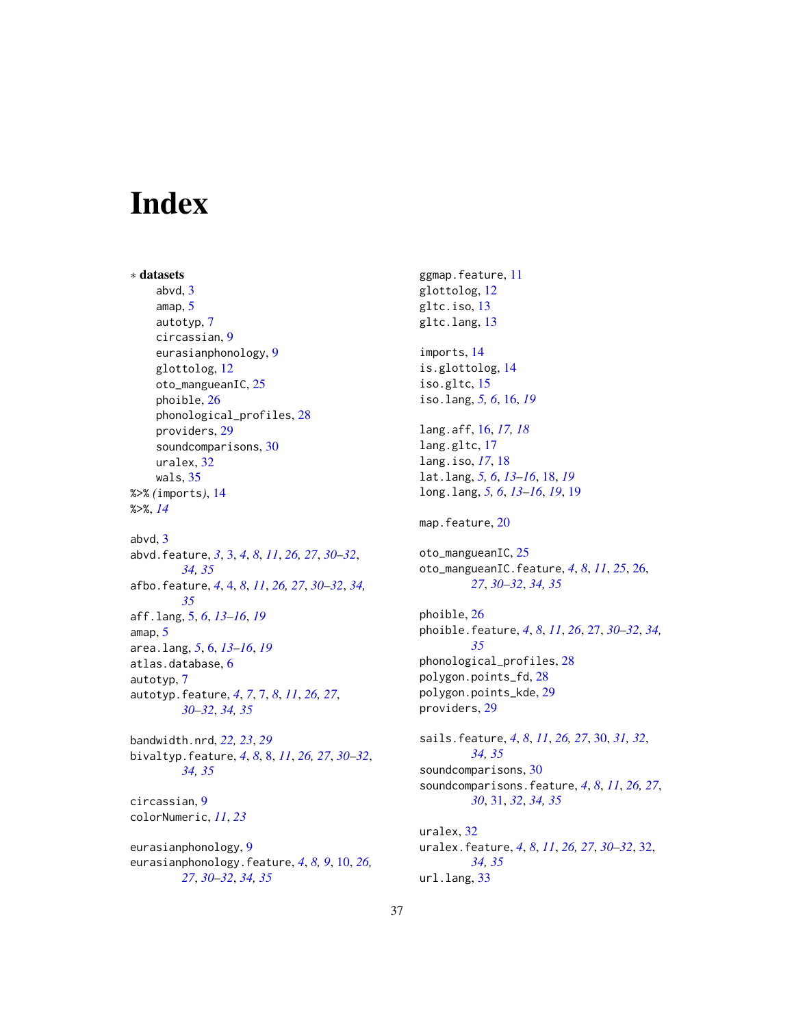# Index

∗ **datasets**

- abvd, 3
- amap, 5
- autotyp, 7
- circassian, 9
- eurasianphonology, 9
- glottolog, 12
- oto_mangueanIC, 25
- phoible, 26
- phonological_profiles, 28
- providers, 29
- soundcomparisons, 30
- uralex, 32
- wals, 35

%>% *(*imports*)*, 14
%>%, *14*

abvd, 3
abvd.feature, *3*, 3, *4*, *8*, *11*, *26, 27*, *30–32*, *34, 35*
afbo.feature, *4*, 4, *8*, *11*, *26, 27*, *30–32*, *34, 35*
aff.lang, 5, *6*, *13–16*, *19*
amap, 5
area.lang, *5*, 6, *13–16*, *19*
atlas.database, 6
autotyp, 7
autotyp.feature, *4*, *7*, 7, *8*, *11*, *26, 27*, *30–32*, *34, 35*

bandwidth.nrd, *22, 23*, *29*
bivaltyp.feature, *4*, *8*, 8, *11*, *26, 27*, *30–32*, *34, 35*

circassian, 9
colorNumeric, *11*, *23*

eurasianphonology, 9
eurasianphonology.feature, *4*, *8, 9*, 10, *26, 27*, *30–32*, *34, 35*

ggmap.feature, 11
glottolog, 12
gltc.iso, 13
gltc.lang, 13

imports, 14
is.glottolog, 14
iso.gltc, 15
iso.lang, *5, 6*, 16, *19*

lang.aff, 16, *17, 18*
lang.gltc, 17
lang.iso, *17*, 18
lat.lang, *5, 6*, *13–16*, 18, *19*
long.lang, *5, 6*, *13–16*, *19*, 19

map.feature, 20

oto_mangueanIC, 25
oto_mangueanIC.feature, *4*, *8*, *11*, *25*, 26, *27*, *30–32*, *34, 35*

phoible, 26
phoible.feature, *4*, *8*, *11*, *26*, 27, *30–32*, *34, 35*
phonological_profiles, 28
polygon.points_fd, 28
polygon.points_kde, 29
providers, 29

sails.feature, *4*, *8*, *11*, *26, 27*, 30, *31, 32*, *34, 35*
soundcomparisons, 30
soundcomparisons.feature, *4*, *8*, *11*, *26, 27*, *30*, 31, *32*, *34, 35*

uralex, 32
uralex.feature, *4*, *8*, *11*, *26, 27*, *30–32*, 32, *34, 35*
url.lang, 33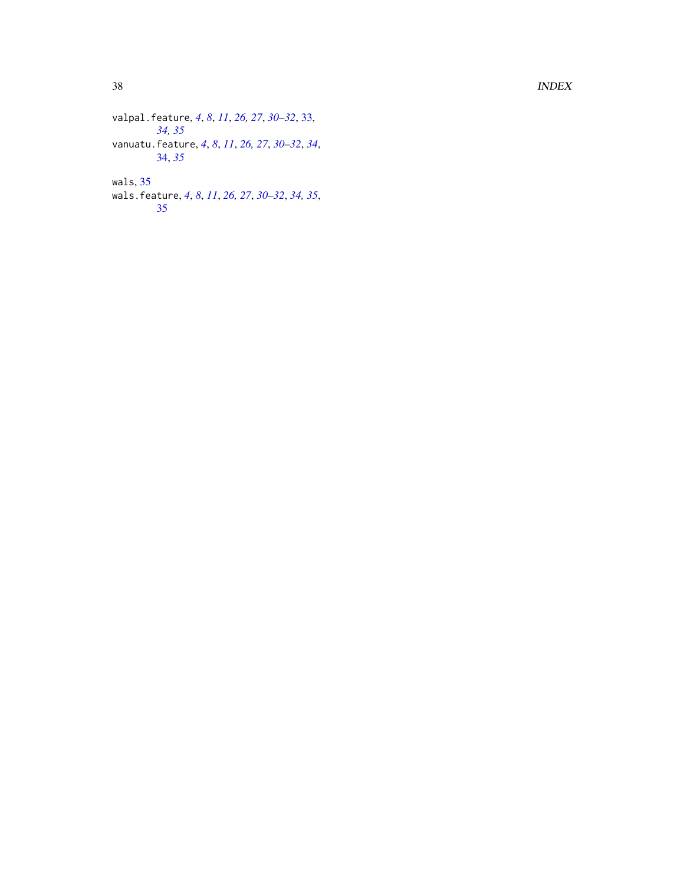valpal.feature, *4*, *8*, *11*, *26, 27*, *30–32*, 33, *34, 35*

vanuatu.feature, *4*, *8*, *11*, *26, 27*, *30–32*, *34*, 34, *35*

wals, 35

wals.feature, *4*, *8*, *11*, *26, 27*, *30–32*, *34, 35*, 35